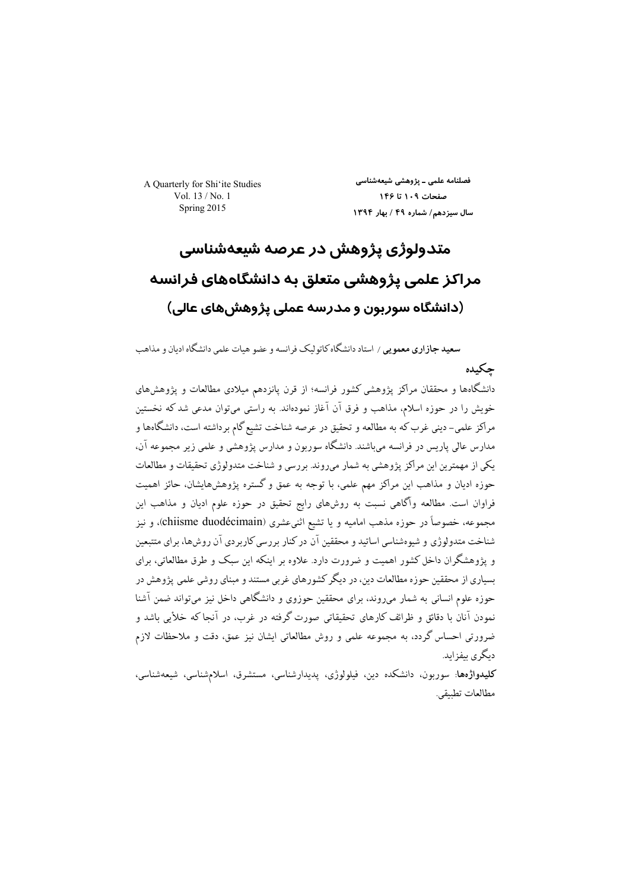# متدولوژی پژوهش در عرصه شیعه‌شناسی مراکز علمی پژوهشی متعلق به دانشگاه‌های فرانسه (دانشگاه سوربون و مدرسه عملی پژوهش‌های عالی)

**سعید جازاری معمویی** / استاد دانشگاه کاتولیک فرانسه و عضو هیات علمی دانشگاه ادیان و مذاهب

## چکیده

دانشگاه‌ها و محققان مراکز پژوهشی کشور فرانسه؛ از قرن پانزدهم میلادی مطالعات و پژوهش‌های خویش را در حوزه اسلام، مذاهب و فرق آن آغاز نموده‌اند. به راستی می‌توان مدعی شد که نخستین مراکز علمی- دینی غرب که به مطالعه و تحقیق در عرصه شناخت تشیع گام برداشته است، دانشگاه‌ها و مدارس عالی پاریس در فرانسه می‌باشند. دانشگاه سوربون و مدارس پژوهشی و علمی زیر مجموعه آن، یکی از مهمترین این مراکز پژوهشی به شمار می‌روند. بررسی و شناخت متدولوژی تحقیقات و مطالعات حوزه ادیان و مذاهب این مراکز مهم علمی، با توجه به عمق و گستره پژوهش‌هایشان، حائز اهمیت فراوان است. مطالعه وآگاهی نسبت به روش‌های رایج تحقیق در حوزه علوم ادیان و مذاهب این مجموعه، خصوصاً در حوزه مذهب امامیه و یا تشیع اثنی‌عشری (chiisme duodécimain)، و نیز شناخت متدولوژی و شیوه‌شناسی اساتید و محققین آن در کنار بررسی کاربردی آن روش‌ها، برای متتبعین و پژوهشگران داخل کشور اهمیت و ضرورت دارد. علاوه بر اینکه این سبک و طرق مطالعاتی، برای بسیاری از محققین حوزه مطالعات دین، در دیگر کشورهای غربی مستند و مبنای روشی علمی پژوهش در حوزه علوم انسانی به شمار می‌روند، برای محققین حوزوی و دانشگاهی داخل نیز می‌تواند ضمن آشنا نمودن آنان با دقائق و ظرائف کارهای تحقیقاتی صورت گرفته در غرب، در آنجا که خلأیی باشد و ضرورتی احساس گردد، به مجموعه علمی و روش مطالعاتی ایشان نیز عمق، دقت و ملاحظات لازم دیگری بیفزاید.

**کلیدواژه‌ها**: سوربون، دانشکده دین، فیلولوژی، پدیدارشناسی، مستشرق، اسلام‌شناسی، شیعه‌شناسی، مطالعات تطبیقی.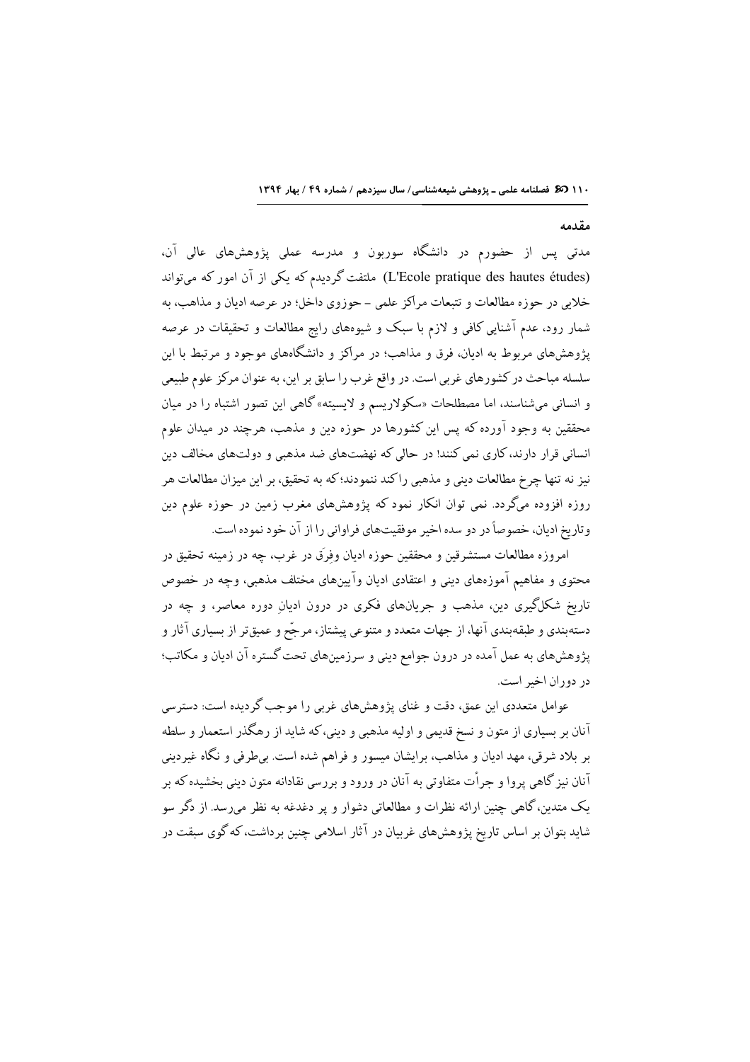## مقدمه

مدتی پس از حضورم در دانشگاه سوربون و مدرسه عملی پژوهش‌های عالی آن، (L'Ecole pratique des hautes études) ملتفت گردیدم که یکی از آن امور که می‌تواند خلایی در حوزه مطالعات و تتبعات مراکز علمی – حوزوی داخل؛ در عرصه ادیان و مذاهب، به شمار رود، عدم آشنایی کافی و لازم با سبک و شیوه‌های رایج مطالعات و تحقیقات در عرصه پژوهش‌های مربوط به ادیان، فرق و مذاهب؛ در مراکز و دانشگاه‌های موجود و مرتبط با این سلسله مباحث در کشورهای غربی است. در واقع غرب را سابق بر این، به عنوان مرکز علوم طبیعی و انسانی می‌شناسند، اما مصطلحات «سکولاریسم و لایسیته» گاهی این تصور اشتباه را در میان محققین به وجود آورده که پس این کشورها در حوزه دین و مذهب، هرچند در میدان علوم انسانی قرار دارند، کاری نمی‌کنند! در حالی که نهضت‌های ضد مذهبی و دولت‌های مخالف دین نیز نه تنها چرخ مطالعات دینی و مذهبی را کند ننمودند؛ که به تحقیق، بر این میزان مطالعات هر روزه افزوده می‌گردد. نمی توان انکار نمود که پژوهش‌های مغرب زمین در حوزه علوم دین وتاریخ ادیان، خصوصاً در دو سده اخیر موفقیت‌های فراوانی را از آن خود نموده است.

امروزه مطالعات مستشرقین و محققین حوزه ادیان وفِرَق در غرب، چه در زمینه تحقیق در محتوی و مفاهیم آموزه‌های دینی و اعتقادی ادیان وآیین‌های مختلف مذهبی، وچه در خصوص تاریخ شکل‌گیری دین، مذهب و جریان‌های فکری در درون ادیانِ دوره معاصر، و چه در دسته‌بندی و طبقه‌بندی آنها، از جهات متعدد و متنوعی پیشتاز، مرجّح و عمیق‌تر از بسیاری آثار و پژوهش‌های به عمل آمده در درون جوامع دینی و سرزمین‌های تحت گستره آن ادیان و مکاتب؛ در دوران اخیر است.

عوامل متعددی این عمق، دقت و غنای پژوهش‌های غربی را موجب گردیده است: دسترسی آنان بر بسیاری از متون و نسخ قدیمی و اولیه مذهبی و دینی، که شاید از رهگذر استعمار و سلطه بر بلاد شرقی، مهد ادیان و مذاهب، برایشان میسور و فراهم شده است. بی‌طرفی و نگاه غیردینی آنان نیز گاهی پروا و جرأت متفاوتی به آنان در ورود و بررسی نقادانه متون دینی بخشیده که بر یک متدین، گاهی چنین ارائه نظرات و مطالعاتی دشوار و پر دغدغه به نظر می‌رسد. از دگر سو شاید بتوان بر اساس تاریخ پژوهش‌های غربیان در آثار اسلامی چنین برداشت، که گوی سبقت در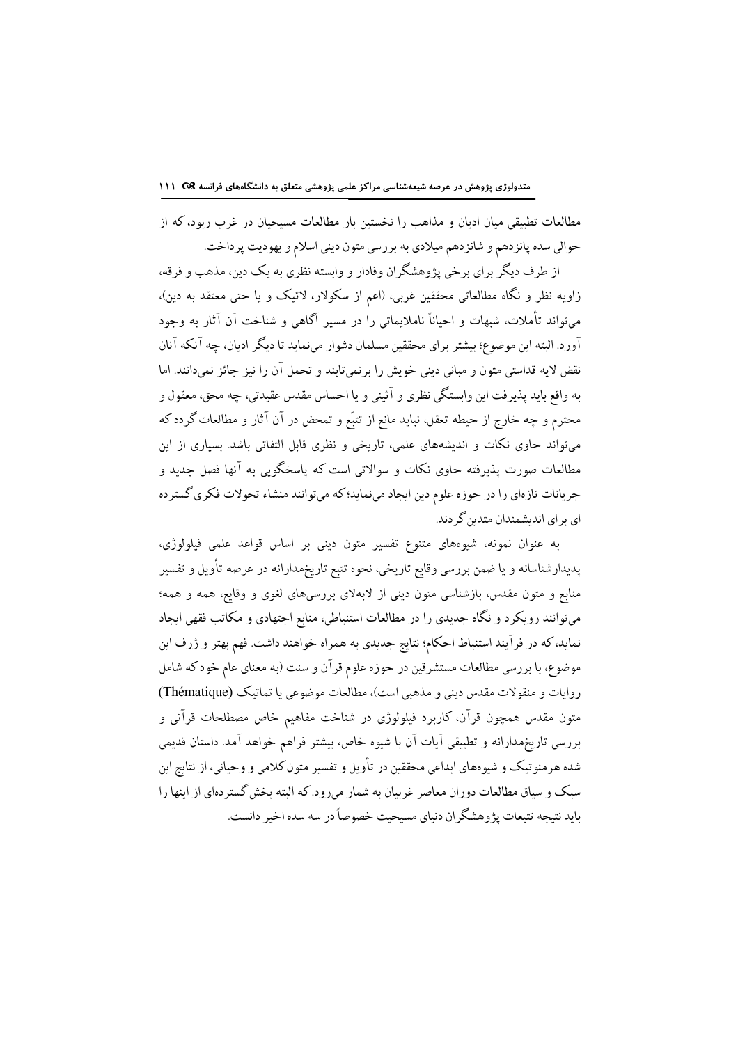مطالعات تطبیقی میان ادیان و مذاهب را نخستین بار مطالعات مسیحیان در غرب ربود، که از حوالی سده پانزدهم و شانزدهم میلادی به بررسی متون دینی اسلام و یهودیت پرداخت.

از طرف دیگر برای برخی پژوهشگران وفادار و وابسته نظری به یک دین، مذهب و فرقه، زاویه نظر و نگاه مطالعاتی محققین غربی، (اعم از سکولار، لائیک و یا حتی معتقد به دین)، می‌تواند تأملات، شبهات و احیاناً ناملایماتی را در مسیر آگاهی و شناخت آن آثار به وجود آورد. البته این موضوع؛ بیشتر برای محققین مسلمان دشوار می‌نماید تا دیگر ادیان، چه آنکه آنان نقض لایه قداستی متون و مبانی دینی خویش را برنمی‌تابند و تحمل آن را نیز جائز نمی‌دانند. اما به واقع باید پذیرفت این وابستگی نظری و آئینی و یا احساس مقدس عقیدتی، چه محق، معقول و محترم و چه خارج از حیطه تعقل، نباید مانع از تتبّع و تمحض در آن آثار و مطالعات گردد که می‌تواند حاوی نکات و اندیشه‌های علمی، تاریخی و نظری قابل التفاتی باشد. بسیاری از این مطالعات صورت پذیرفته حاوی نکات و سوالاتی است که پاسخگویی به آنها فصل جدید و جریانات تازه‌ای را در حوزه علوم دین ایجاد می‌نماید؛ که می‌توانند منشاء تحولات فکری گسترده ای برای اندیشمندان متدین گردند.

به عنوان نمونه، شیوه‌های متنوع تفسیر متون دینی بر اساس قواعد علمی فیلولوژی، پدیدارشناسانه و یا ضمن بررسی وقایع تاریخی، نحوه تتبع تاریخ‌مدارانه در عرصه تأویل و تفسیر منابع و متون مقدس، بازشناسی متون دینی از لابه‌لای بررسی‌های لغوی و وقایع، همه و همه؛ می‌توانند رویکرد و نگاه جدیدی را در مطالعات استنباطی، منابع اجتهادی و مکاتب فقهی ایجاد نماید، که در فرآیند استنباط احکام؛ نتایج جدیدی به همراه خواهند داشت. فهم بهتر و ژرف این موضوع، با بررسی مطالعات مستشرقین در حوزه علوم قرآن و سنت (به معنای عام خود که شامل روایات و منقولات مقدس دینی و مذهبی است)، مطالعات موضوعی یا تماتیک (Thématique) متون مقدس همچون قرآن، کاربرد فیلولوژی در شناخت مفاهیم خاص مصطلحات قرآنی و بررسی تاریخ‌مدارانه و تطبیقی آیات آن با شیوه خاص، بیشتر فراهم خواهد آمد. داستان قدیمی شده هرمنوتیک و شیوه‌های ابداعی محققین در تأویل و تفسیر متون کلامی و وحیانی، از نتایج این سبک و سیاق مطالعات دوران معاصر غربیان به شمار می‌رود. که البته بخش گسترده‌ای از اینها را باید نتیجه تتبعات پژوهشگران دنیای مسیحیت خصوصاً در سه سده اخیر دانست.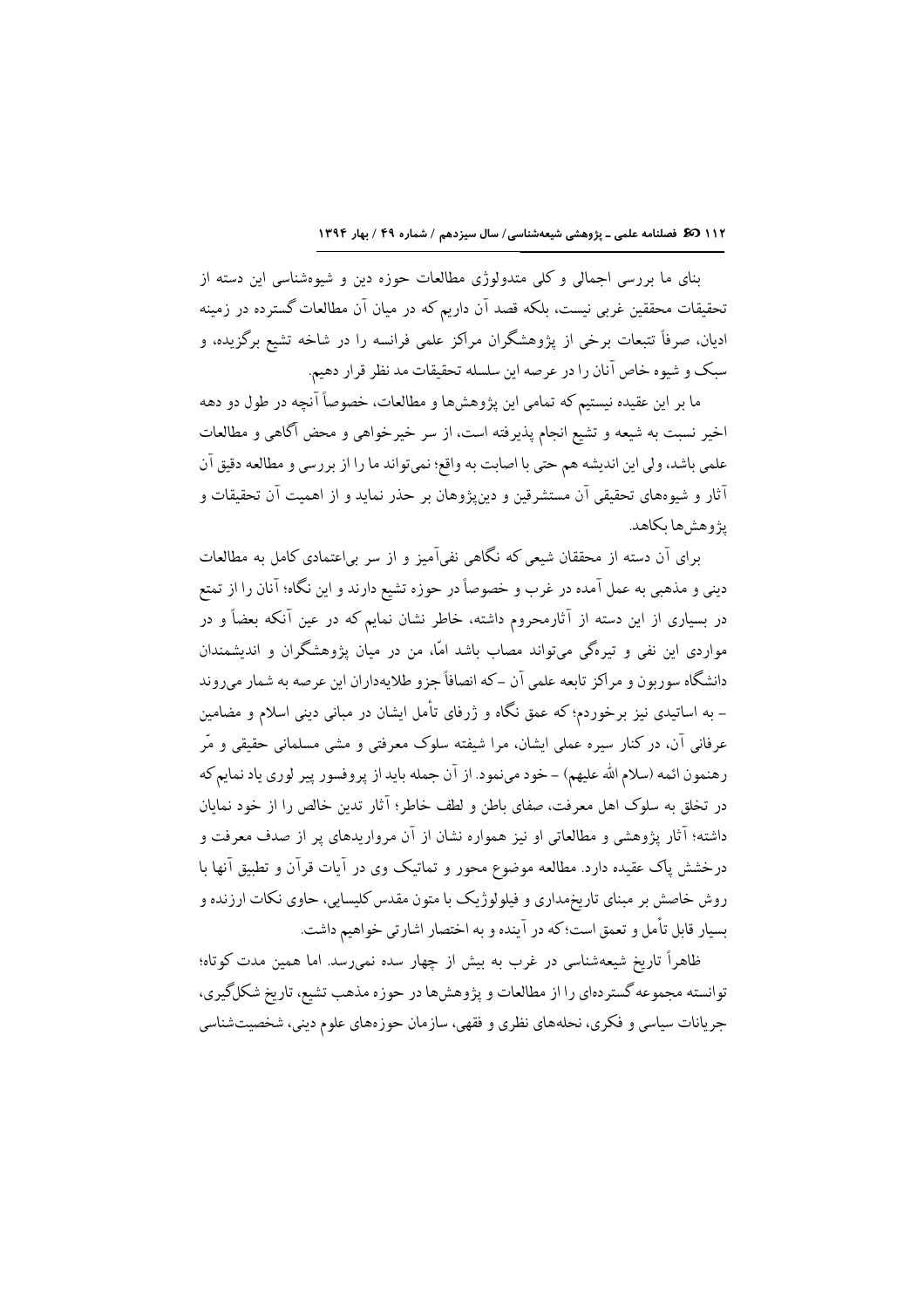بنای ما بررسی اجمالی و کلی متدولوژی مطالعات حوزه دین و شیوه‌شناسی این دسته از تحقیقات محققین غربی نیست، بلکه قصد آن داریم که در میان آن مطالعات گسترده در زمینه ادیان، صرفاً تتبعات برخی از پژوهشگران مراکز علمی فرانسه را در شاخه تشیع برگزیده، و سبک و شیوه خاص آنان را در عرصه این سلسله تحقیقات مد نظر قرار دهیم.

ما بر این عقیده نیستیم که تمامی این پژوهش‌ها و مطالعات، خصوصاً آنچه در طول دو دهه اخیر نسبت به شیعه و تشیع انجام پذیرفته است، از سر خیرخواهی و محض آگاهی و مطالعات علمی باشد، ولی این اندیشه هم حتی با اصابت به واقع؛ نمی‌تواند ما را از بررسی و مطالعه دقیق آن آثار و شیوه‌های تحقیقی آن مستشرقین و دین‌پژوهان بر حذر نماید و از اهمیت آن تحقیقات و پژوهش‌ها بکاهد.

برای آن دسته از محققان شیعی که نگاهی نفی‌آمیز و از سر بی‌اعتمادی کامل به مطالعات دینی و مذهبی به عمل آمده در غرب و خصوصاً در حوزه تشیع دارند و این نگاه؛ آنان را از تمتع در بسیاری از این دسته از آثارمحروم داشته، خاطر نشان نمایم که در عین آنکه بعضاً و در مواردی این نفی و تیرگی می‌تواند مصاب باشد امّا، من در میان پژوهشگران و اندیشمندان دانشگاه سوربون و مراکز تابعه علمی آن –که انصافاً جزو طلایه‌داران این عرصه به شمار می‌روند – به اساتیدی نیز برخوردم؛ که عمق نگاه و ژرفای تأمل ایشان در مبانی دینی اسلام و مضامین عرفانی آن، در کنار سیره عملی ایشان، مرا شیفته سلوک معرفتی و مشی مسلمانی حقیقی و مّر رهنمون ائمه (سلام الله علیهم) – خود می‌نمود. از آن جمله باید از پروفسور پیر لوری یاد نمایم که در تخلق به سلوک اهل معرفت، صفای باطن و لطف خاطر؛ آثار تدین خالص را از خود نمایان داشته؛ آثار پژوهشی و مطالعاتی او نیز همواره نشان از آن مرواریدهای پر از صدف معرفت و درخشش پاک عقیده دارد. مطالعه موضوع محور و تماتیک وی در آیات قرآن و تطبیق آنها با روش خاصش بر مبنای تاریخ‌مداری و فیلولوژیک با متون مقدس کلیسایی، حاوی نکات ارزنده و بسیار قابل تأمل و تعمق است؛ که در آینده و به اختصار اشارتی خواهیم داشت.

ظاهراً تاریخ شیعه‌شناسی در غرب به بیش از چهار سده نمی‌رسد. اما همین مدت کوتاه؛ توانسته مجموعه گسترده‌ای را از مطالعات و پژوهش‌ها در حوزه مذهب تشیع، تاریخ شکل‌گیری، جریانات سیاسی و فکری، نحله‌های نظری و فقهی، سازمان حوزه‌های علوم دینی، شخصیت‌شناسی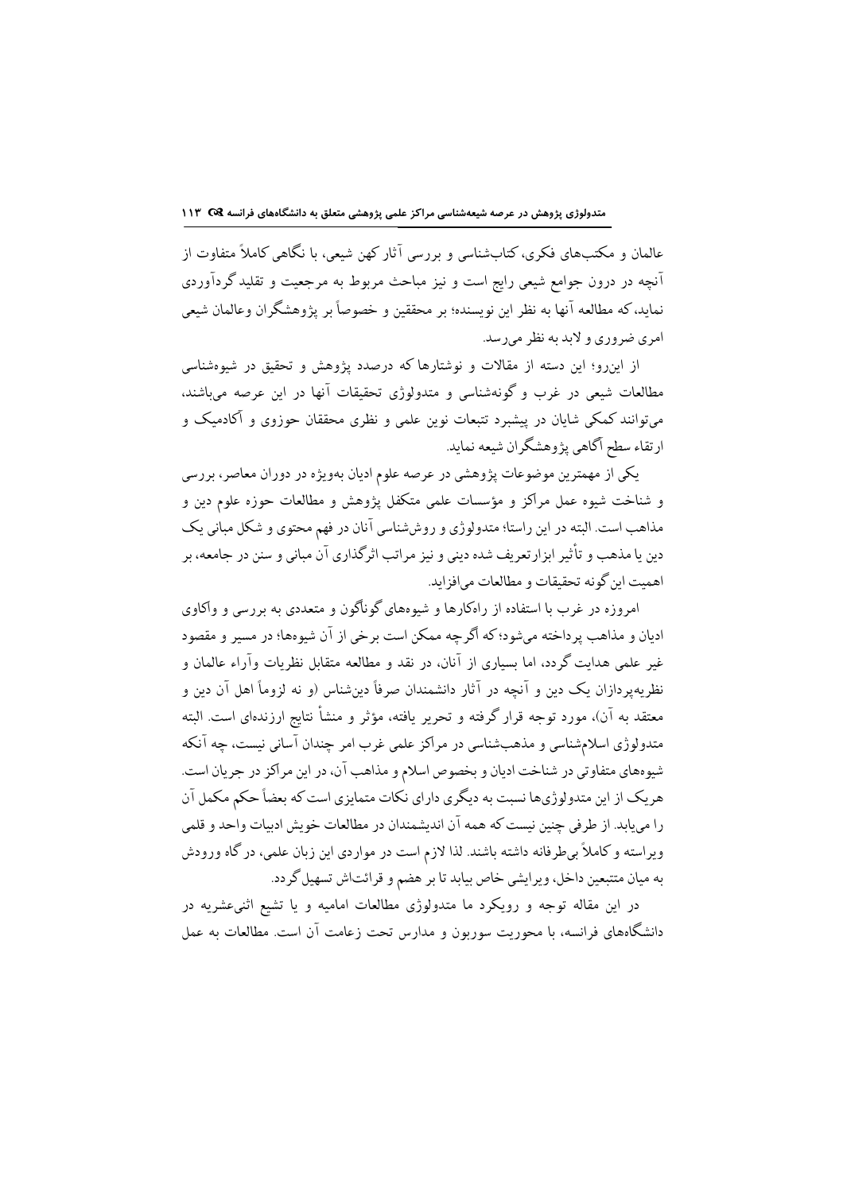عالمان و مکتب‌های فکری، کتاب‌شناسی و بررسی آثار کهن شیعی، با نگاهی کاملاً متفاوت از آنچه در درون جوامع شیعی رایج است و نیز مباحث مربوط به مرجعیت و تقلید گردآوردی نماید، که مطالعه آنها به نظر این نویسنده؛ بر محققین و خصوصاً بر پژوهشگران وعالمان شیعی امری ضروری و لابد به نظر می‌رسد.

از این‌رو؛ این دسته از مقالات و نوشتارها که درصدد پژوهش و تحقیق در شیوه‌شناسی مطالعات شیعی در غرب و گونه‌شناسی و متدولوژی تحقیقات آنها در این عرصه می‌باشند، می‌توانند کمکی شایان در پیشبرد تتبعات نوین علمی و نظری محققان حوزوی و آکادمیک و ارتقاء سطح آگاهی پژوهشگران شیعه نماید.

یکی از مهمترین موضوعات پژوهشی در عرصه علوم ادیان به‌ویژه در دوران معاصر، بررسی و شناخت شیوه عمل مراکز و مؤسسات علمی متکفل پژوهش و مطالعات حوزه علوم دین و مذاهب است. البته در این راستا؛ متدولوژی و روش‌شناسی آنان در فهم محتوی و شکل مبانی یک دین یا مذهب و تأثیر ابزارتعریف شده دینی و نیز مراتب اثرگذاری آن مبانی و سنن در جامعه، بر اهمیت این گونه تحقیقات و مطالعات می‌افزاید.

امروزه در غرب با استفاده از راه‌کارها و شیوه‌های گوناگون و متعددی به بررسی و واکاوی ادیان و مذاهب پرداخته می‌شود؛ که اگرچه ممکن است برخی از آن شیوه‌ها؛ در مسیر و مقصود غیر علمی هدایت گردد، اما بسیاری از آنان، در نقد و مطالعه متقابل نظریات وآراء عالمان و نظریه‌پردازان یک دین و آنچه در آثار دانشمندان صرفاً دین‌شناس (و نه لزوماً اهل آن دین و معتقد به آن)، مورد توجه قرار گرفته و تحریر یافته، مؤثر و منشأ نتایج ارزنده‌ای است. البته متدولوژی اسلام‌شناسی و مذهب‌شناسی در مراکز علمی غرب امر چندان آسانی نیست، چه آنکه شیوه‌های متفاوتی در شناخت ادیان و بخصوص اسلام و مذاهب آن، در این مراکز در جریان است. هریک از این متدولوژی‌ها نسبت به دیگری دارای نکات متمایزی است که بعضاً حکم مکمل آن را می‌یابد. از طرفی چنین نیست که همه آن اندیشمندان در مطالعات خویش ادبیات واحد و قلمی ویراسته و کاملاً بی‌طرفانه داشته باشند. لذا لازم است در مواردی این زبان علمی، در گاه ورودش به میان متتبعین داخل، ویرایشی خاص بیابد تا بر هضم و قرائت‌اش تسهیل گردد.

در این مقاله توجه و رویکرد ما متدولوژی مطالعات امامیه و یا تشیع اثنی‌عشریه در دانشگاه‌های فرانسه، با محوریت سوربون و مدارس تحت زعامت آن است. مطالعات به عمل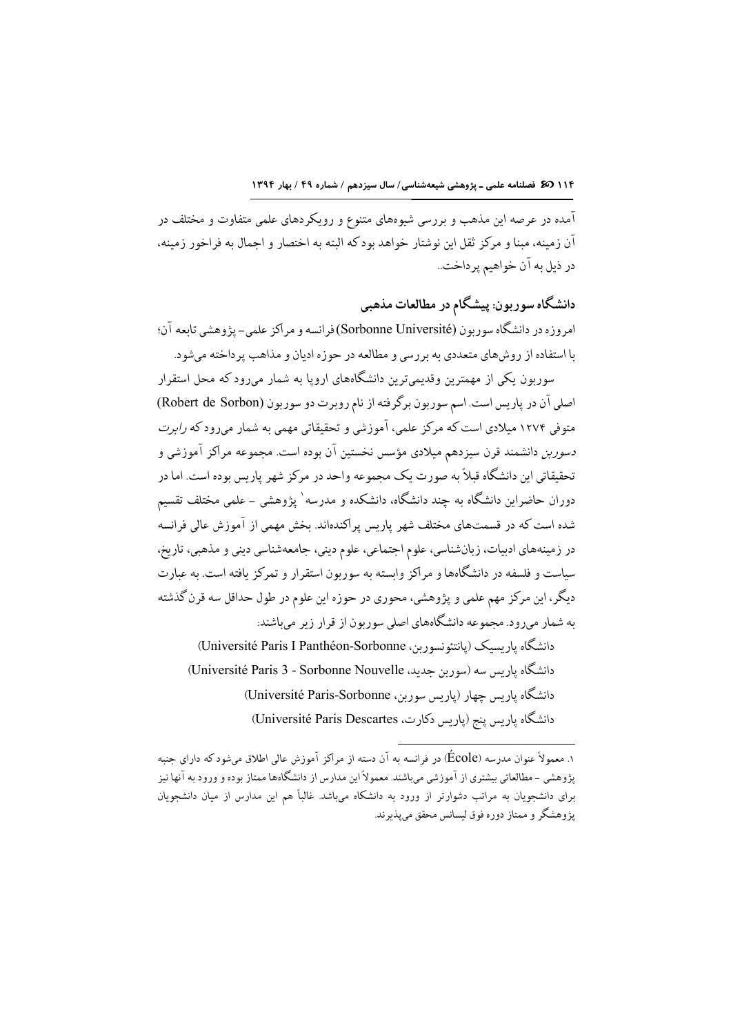آمده در عرصه این مذهب و بررسی شیوه‌های متنوع و رویکردهای علمی متفاوت و مختلف در آن زمینه، مبنا و مرکز ثقل این نوشتار خواهد بود که البته به اختصار و اجمال به فراخور زمینه، در ذیل به آن خواهیم پرداخت..

## دانشگاه سوربون: پیشگام در مطالعات مذهبی

امروزه در دانشگاه سوربون (Sorbonne Université) فرانسه و مراکز علمی- پژوهشی تابعه آن؛ با استفاده از روش‌های متعددی به بررسی و مطالعه در حوزه ادیان و مذاهب پرداخته می‌شود.

سوربون یکی از مهمترین وقدیمی‌ترین دانشگاه‌های اروپا به شمار می‌رود که محل استقرار اصلی آن در پاریس است. اسم سوربون برگرفته از نام روبرت دو سوربون (Robert de Sorbon) متوفی ۱۲۷۴ میلادی است که مرکز علمی، آموزشی و تحقیقاتی مهمی به شمار می‌رود که *رابرت دسوربن* دانشمند قرن سیزدهم میلادی مؤسس نخستین آن بوده است. مجموعه مراکز آموزشی و تحقیقاتی این دانشگاه قبلاً به صورت یک مجموعه واحد در مرکز شهر پاریس بوده است. اما در دوران حاضراین دانشگاه به چند دانشگاه، دانشکده و مدرسه[1] پژوهشی - علمی مختلف تقسیم شده است که در قسمت‌های مختلف شهر پاریس پراکنده‌اند. بخش مهمی از آموزش عالی فرانسه در زمینه‌های ادبیات، زبان‌شناسی، علوم اجتماعی، علوم دینی، جامعه‌شناسی دینی و مذهبی، تاریخ، سیاست و فلسفه در دانشگاه‌ها و مراکز وابسته به سوربون استقرار و تمرکز یافته است. به عبارت دیگر، این مرکز مهم علمی و پژوهشی، محوری در حوزه این علوم در طول حداقل سه قرن گذشته به شمار می‌رود. مجموعه دانشگاه‌های اصلی سوربون از قرار زیر می‌باشند:

دانشگاه پاریسیک (پانتئونسوربن، Université Paris I Panthéon-Sorbonne)

دانشگاه پاریس سه (سوربن جدید، Université Paris 3 - Sorbonne Nouvelle)

دانشگاه پاریس چهار (پاریس سوربن، Université Paris-Sorbonne)

دانشگاه پاریس پنج (پاریس دکارت، Université Paris Descartes)

---

۱. معمولاً عنوان مدرسه (École) در فرانسه به آن دسته از مراکز آموزش عالی اطلاق می‌شود که دارای جنبه پژوهشی - مطالعاتی بیشتری از آموزشی می‌باشند. معمولاً این مدارس از دانشگاه‌ها ممتاز بوده و ورود به آنها نیز برای دانشجویان به مراتب دشوارتر از ورود به دانشگاه می‌باشد. غالباً هم این مدارس از میان دانشجویان پژوهشگر و ممتاز دوره فوق لیسانس محقق می‌پذیرند.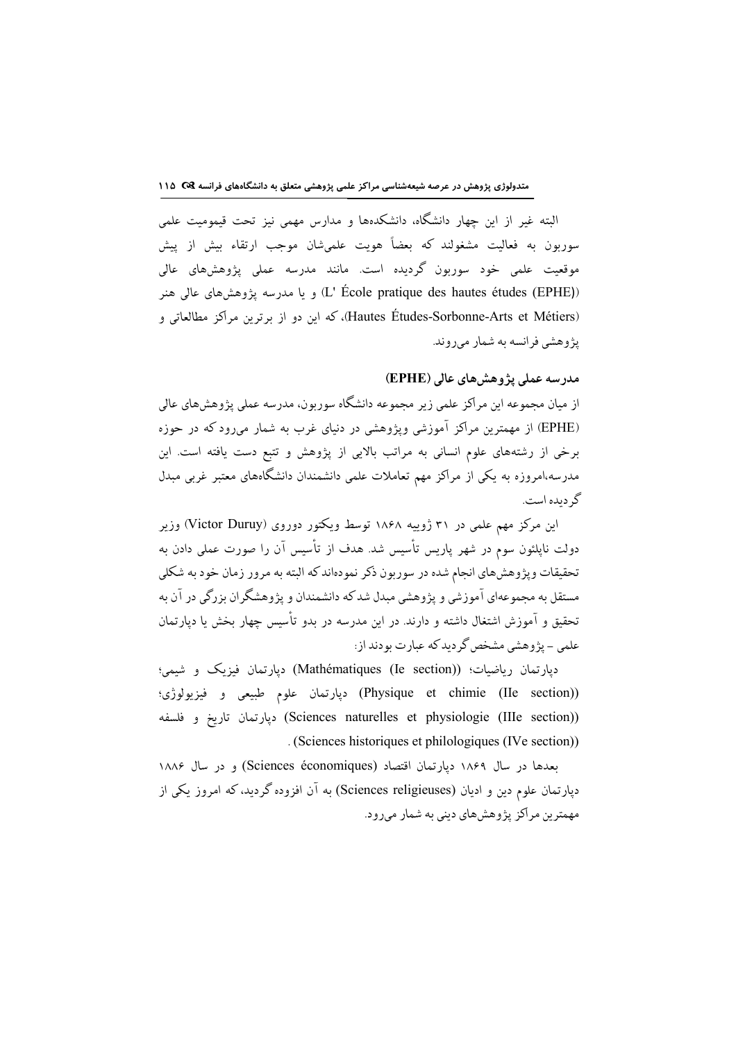البته غیر از این چهار دانشگاه، دانشکده‌ها و مدارس مهمی نیز تحت قیمومیت علمی سوربون به فعالیت مشغولند که بعضاً هویت علمی‌شان موجب ارتقاء بیش از پیش موقعیت علمی خود سوربون گردیده است. مانند مدرسه عملی پژوهش‌های عالی (L' École pratique des hautes études (EPHE)) و یا مدرسه پژوهش‌های عالی هنر (Hautes Études-Sorbonne-Arts et Métiers)، که این دو از برترین مراکز مطالعاتی و پژوهشی فرانسه به شمار می‌روند.

## مدرسه عملی پژوهش‌های عالی (EPHE)

از میان مجموعه این مراکز علمی زیر مجموعه دانشگاه سوربون، مدرسه عملی پژوهش‌های عالی (EPHE) از مهمترین مراکز آموزشی وپژوهشی در دنیای غرب به شمار می‌رود که در حوزه برخی از رشته‌های علوم انسانی به مراتب بالایی از پژوهش و تتبع دست یافته است. این مدرسه،امروزه به یکی از مراکز مهم تعاملات علمی دانشمندان دانشگاه‌های معتبر غربی مبدل گردیده است.

این مرکز مهم علمی در ۳۱ ژوییه ۱۸۶۸ توسط ویکتور دوروی (Victor Duruy) وزیر دولت ناپلئون سوم در شهر پاریس تأسیس شد. هدف از تأسیس آن را صورت عملی دادن به تحقیقات وپژوهش‌های انجام شده در سوربون ذکر نموده‌اند که البته به مرور زمان خود به شکلی مستقل به مجموعه‌ای آموزشی و پژوهشی مبدل شد که دانشمندان و پژوهشگران بزرگی در آن به تحقیق و آموزش اشتغال داشته و دارند. در این مدرسه در بدو تأسیس چهار بخش یا دپارتمان علمی – پژوهشی مشخص گردید که عبارت بودند از:

دپارتمان ریاضیات؛ ((Mathématiques (Ie section)) دپارتمان فیزیک و شیمی؛ ((Physique et chimie (IIe section)) دپارتمان علوم طبیعی و فیزیولوژی؛ ((Sciences naturelles et physiologie (IIIe section)) دپارتمان تاریخ و فلسفه ((Sciences historiques et philologiques (IVe section)).

بعدها در سال ۱۸۶۹ دپارتمان اقتصاد (Sciences économiques) و در سال ۱۸۸۶ دپارتمان علوم دین و ادیان (Sciences religieuses) به آن افزوده گردید، که امروز یکی از مهمترین مراکز پژوهش‌های دینی به شمار می‌رود.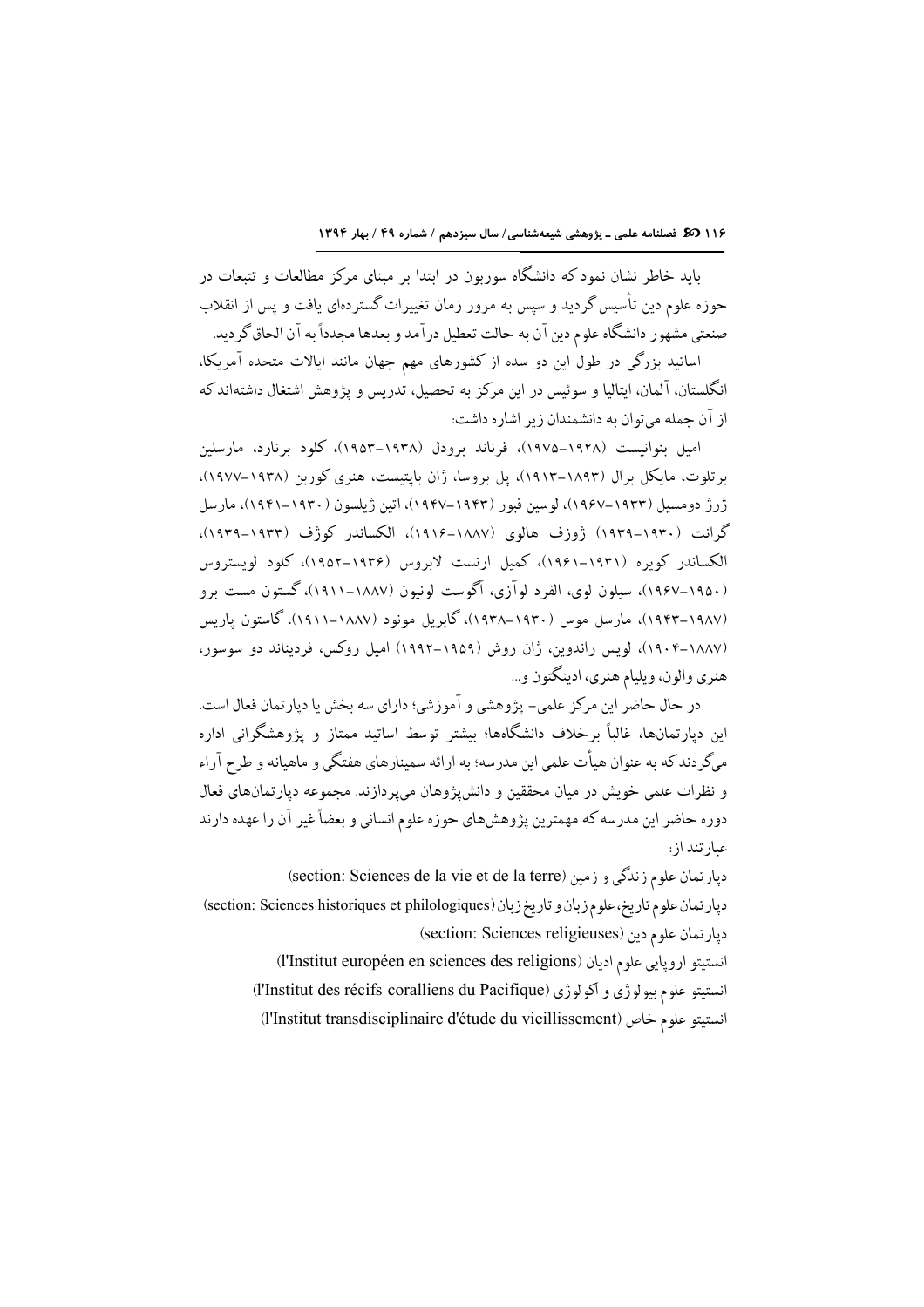باید خاطر نشان نمود که دانشگاه سوربون در ابتدا بر مبنای مرکز مطالعات و تتبعات در حوزه علوم دین تأسیس گردید و سپس به مرور زمان تغییرات گسترده‌ای یافت و پس از انقلاب صنعتی مشهور دانشگاه علوم دین آن به حالت تعطیل درآمد و بعدها مجدداً به آن الحاق گردید.

اساتید بزرگی در طول این دو سده از کشورهای مهم جهان مانند ایالات متحده آمریکا، انگلستان، آلمان، ایتالیا و سوئیس در این مرکز به تحصیل، تدریس و پژوهش اشتغال داشته‌اند که از آن جمله می‌توان به دانشمندان زیر اشاره داشت:

امیل بنوانیست (۱۹۲۸–۱۹۷۵)، فرناند برودل (۱۹۳۸–۱۹۵۳)، کلود برنارد، مارسلین برتلوت، مایکل برال (۱۸۹۳–۱۹۱۳)، پل بروسا، ژان باپتیست، هنری کوربن (۱۹۳۸–۱۹۷۷)، ژرژ دومسیل (۱۹۳۳–۱۹۶۷)، لوسین فبور (۱۹۴۳–۱۹۴۷)، اتین ژیلسون (۱۹۳۰–۱۹۴۱)، مارسل گرانت (۱۹۳۰–۱۹۳۹) ژوزف هالوی (۱۸۸۷–۱۹۱۶)، الکساندر کوژف (۱۹۳۳–۱۹۳۹)، الکساندر کویره (۱۹۳۱–۱۹۶۱)، کمیل ارنست لابروس (۱۹۳۶–۱۹۵۲)، کلود لویستروس (۱۹۵۰–۱۹۶۷)، سیلون لوی، الفرد لوآزی، آگوست لونیون (۱۸۸۷–۱۹۱۱)، گستون مست برو (۱۹۸۷–۱۹۴۳)، مارسل موس (۱۹۳۰–۱۹۳۸)، گابریل مونود (۱۸۸۷–۱۹۱۱)، گاستون پاریس (۱۸۸۷–۱۹۰۴)، لویس راندوین، ژان روش (۱۹۵۹–۱۹۹۲) امیل روکس، فردیناند دو سوسور، هنری والون، ویلیام هنری، ادینگتون و...

در حال حاضر این مرکز علمی- پژوهشی و آموزشی؛ دارای سه بخش یا دپارتمان فعال است. این دپارتمان‌ها، غالباً برخلاف دانشگاه‌ها؛ بیشتر توسط اساتید ممتاز و پژوهشگرانی اداره می‌گردند که به عنوان هیأت علمی این مدرسه؛ به ارائه سمینارهای هفتگی و ماهیانه و طرح آراء و نظرات علمی خویش در میان محققین و دانش‌پژوهان می‌پردازند. مجموعه دپارتمان‌های فعال دوره حاضر این مدرسه که مهمترین پژوهش‌های حوزه علوم انسانی و بعضاً غیر آن را عهده دارند عبارتند از:

دپارتمان علوم زندگی و زمین (section: Sciences de la vie et de la terre)

دپارتمان علوم تاریخ، علوم زبان و تاریخ زبان (section: Sciences historiques et philologiques)

دپارتمان علوم دین (section: Sciences religieuses)

انستیتو اروپایی علوم ادیان (l'Institut européen en sciences des religions)

انستیتو علوم بیولوژی و اکولوژی (l'Institut des récifs coralliens du Pacifique)

انستیتو علوم خاص (l'Institut transdisciplinaire d'étude du vieillissement)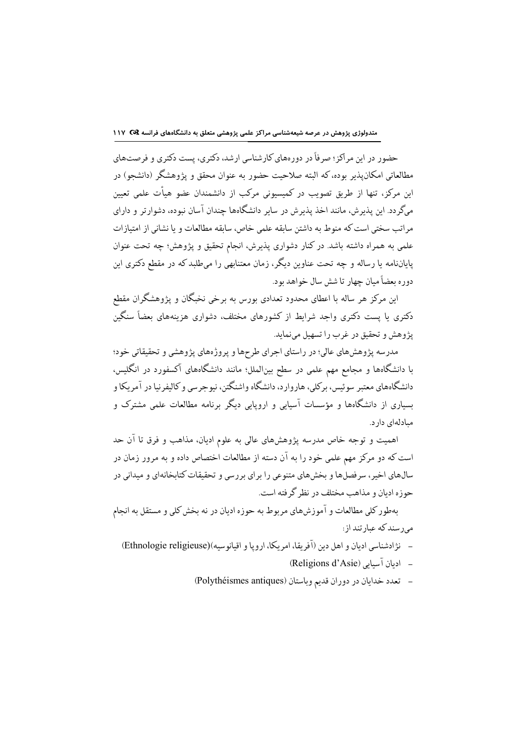حضور در این مراکز؛ صرفاً در دوره‌های کارشناسی ارشد، دکتری، پست دکتری و فرصت‌های مطالعاتی امکان‌پذیر بوده، که البته صلاحیت حضور به عنوان محقق و پژوهشگر (دانشجو) در این مرکز، تنها از طریق تصویب در کمیسیونی مرکب از دانشمندان عضو هیأت علمی تعیین می‌گردد. این پذیرش، مانند اخذ پذیرش در سایر دانشگاه‌ها چندان آسان نبوده، دشوارتر و دارای مراتب سختی است که منوط به داشتن سابقه علمی خاص، سابقه مطالعات و یا نشانی از امتیازات علمی به همراه داشته باشد. در کنار دشواری پذیرش، انجام تحقیق و پژوهش؛ چه تحت عنوان پایان‌نامه یا رساله و چه تحت عناوین دیگر، زمان معتنابهی را می‌طلبد که در مقطع دکتری این دوره بعضاً میان چهار تا شش سال خواهد بود.

این مرکز هر ساله با اعطای محدود تعدادی بورس به برخی نخبگان و پژوهشگران مقطع دکتری یا پست دکتری واجد شرایط از کشورهای مختلف، دشواری هزینه‌های بعضاً سنگین پژوهش و تحقیق در غرب را تسهیل می‌نماید.

مدرسه پژوهش‌های عالی؛ در راستای اجرای طرح‌ها و پروژه‌های پژوهشی و تحقیقاتی خود؛ با دانشگاه‌ها و مجامع مهم علمی در سطح بین‌الملل؛ مانند دانشگاه‌های آکسفورد در انگلیس، دانشگاه‌های معتبر سوئیس، برکلی، هاروارد، دانشگاه واشنگتن، نیوجرسی و کالیفرنیا در آمریکا و بسیاری از دانشگاه‌ها و مؤسسات آسیایی و اروپایی دیگر برنامه مطالعات علمی مشترک و مبادله‌ای دارد.

اهمیت و توجه خاص مدرسه پژوهش‌های عالی به علوم ادیان، مذاهب و فرق تا آن حد است که دو مرکز مهم علمی خود را به آن دسته از مطالعات اختصاص داده و به مرور زمان در سال‌های اخیر، سرفصل‌ها و بخش‌های متنوعی را برای بررسی و تحقیقات کتابخانه‌ای و میدانی در حوزه ادیان و مذاهب مختلف در نظر گرفته است.

به‌طور کلی مطالعات و آموزش‌های مربوط به حوزه ادیان در نه بخش کلی و مستقل به انجام می‌رسند که عبارتند از:

- نژادشناسی ادیان و اهل دین (آفریقا، امریکا، اروپا و اقیانوسیه)(Ethnologie religieuse)
- ادیان آسیایی (Religions d'Asie)
- تعدد خدایان در دوران قدیم وباستان (Polythéismes antiques)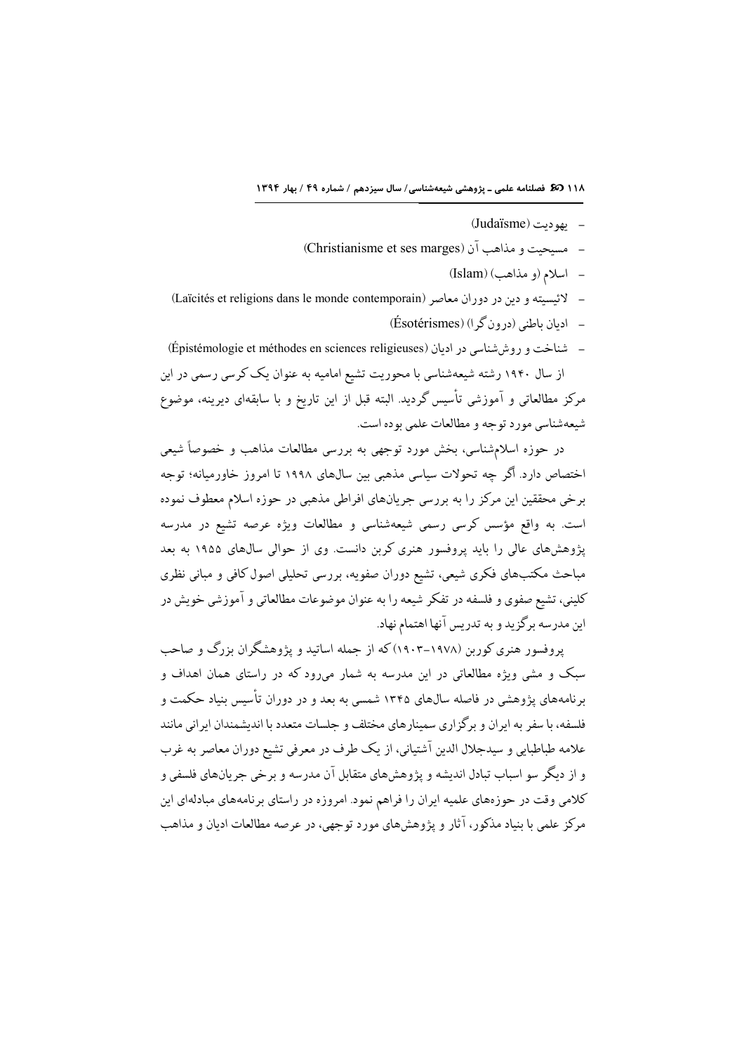- یهودیت (Judaïsme)
- مسیحیت و مذاهب آن (Christianisme et ses marges)
- اسلام (و مذاهب) (Islam)
- لائیسیته و دین در دوران معاصر (Laïcités et religions dans le monde contemporain)
- ادیان باطنی (درون‌گرا) (Ésotérismes)
- شناخت و روش‌شناسی در ادیان (Épistémologie et méthodes en sciences religieuses)

از سال ۱۹۴۰ رشته شیعه‌شناسی با محوریت تشیع امامیه به عنوان یک کرسی رسمی در این مرکز مطالعاتی و آموزشی تأسیس گردید. البته قبل از این تاریخ و با سابقه‌ای دیرینه، موضوع شیعه‌شناسی مورد توجه و مطالعات علمی بوده است.

در حوزه اسلام‌شناسی، بخش مورد توجهی به بررسی مطالعات مذاهب و خصوصاً شیعی اختصاص دارد. اگر چه تحولات سیاسی مذهبی بین سال‌های ۱۹۹۸ تا امروز خاورمیانه؛ توجه برخی محققین این مرکز را به بررسی جریان‌های افراطی مذهبی در حوزه اسلام معطوف نموده است. به واقع مؤسس کرسی رسمی شیعه‌شناسی و مطالعات ویژه عرصه تشیع در مدرسه پژوهش‌های عالی را باید پروفسور هنری کربن دانست. وی از حوالی سال‌های ۱۹۵۵ به بعد مباحث مکتب‌های فکری شیعی، تشیع دوران صفویه، بررسی تحلیلی اصول کافی و مبانی نظری کلینی، تشیع صفوی و فلسفه در تفکر شیعه را به عنوان موضوعات مطالعاتی و آموزشی خویش در این مدرسه برگزید و به تدریس آنها اهتمام نهاد.

پروفسور هنری کوربن (۱۹۷۸-۱۹۰۳) که از جمله اساتید و پژوهشگران بزرگ و صاحب سبک و مشی ویژه مطالعاتی در این مدرسه به شمار می‌رود که در راستای همان اهداف و برنامه‌های پژوهشی در فاصله سال‌های ۱۳۴۵ شمسی به بعد و در دوران تأسیس بنیاد حکمت و فلسفه، با سفر به ایران و برگزاری سمینارهای مختلف و جلسات متعدد با اندیشمندان ایرانی مانند علامه طباطبایی و سیدجلال الدین آشتیانی، از یک طرف در معرفی تشیع دوران معاصر به غرب و از دیگر سو اسباب تبادل اندیشه و پژوهش‌های متقابل آن مدرسه و برخی جریان‌های فلسفی و کلامی وقت در حوزه‌های علمیه ایران را فراهم نمود. امروزه در راستای برنامه‌های مبادله‌ای این مرکز علمی با بنیاد مذکور، آثار و پژوهش‌های مورد توجهی، در عرصه مطالعات ادیان و مذاهب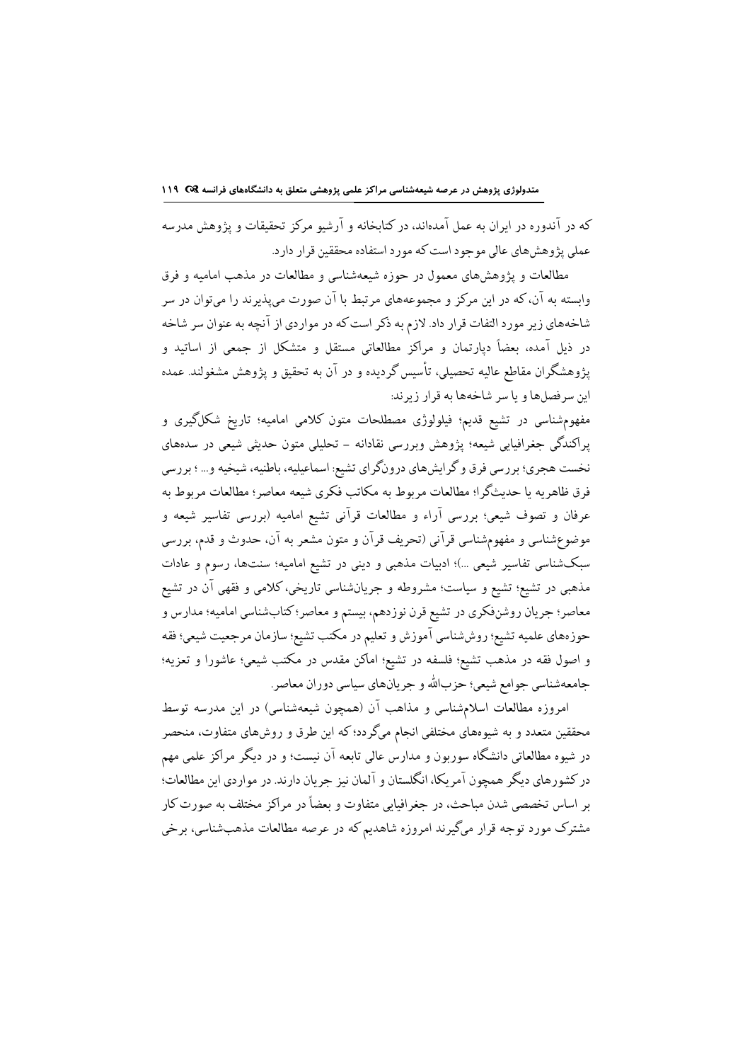که در آندوره در ایران به عمل آمده‌اند، در کتابخانه و آرشیو مرکز تحقیقات و پژوهش مدرسه عملی پژوهش‌های عالی موجود است که مورد استفاده محققین قرار دارد.

مطالعات و پژوهش‌های معمول در حوزه شیعه‌شناسی و مطالعات در مذهب امامیه و فرق وابسته به آن، که در این مرکز و مجموعه‌های مرتبط با آن صورت می‌پذیرند را می‌توان در سر شاخه‌های زیر مورد التفات قرار داد. لازم به ذکر است که در مواردی از آنچه به عنوان سر شاخه در ذیل آمده، بعضاً دپارتمان و مراکز مطالعاتی مستقل و متشکل از جمعی از اساتید و پژوهشگران مقاطع عالیه تحصیلی، تأسیس گردیده و در آن به تحقیق و پژوهش مشغولند. عمده این سرفصل‌ها و یا سر شاخه‌ها به قرار زیرند:

مفهوم‌شناسی در تشیع قدیم؛ فیلولوژی مصطلحات متون کلامی امامیه؛ تاریخ شکل‌گیری و پراکندگی جغرافیایی شیعه؛ پژوهش وبررسی نقادانه – تحلیلی متون حدیثی شیعی در سده‌های نخست هجری؛ بررسی فرق و گرایش‌های درون‌گرای تشیع: اسماعیلیه، باطنیه، شیخیه و... ؛ بررسی فرق ظاهریه یا حدیث‌گرا؛ مطالعات مربوط به مکاتب فکری شیعه معاصر؛ مطالعات مربوط به عرفان و تصوف شیعی؛ بررسی آراء و مطالعات قرآنی تشیع امامیه (بررسی تفاسیر شیعه و موضوع‌شناسی و مفهوم‌شناسی قرآنی (تحریف قرآن و متون مشعر به آن، حدوث و قدم، بررسی سبک‌شناسی تفاسیر شیعی ...)؛ ادبیات مذهبی و دینی در تشیع امامیه؛ سنت‌ها، رسوم و عادات مذهبی در تشیع؛ تشیع و سیاست؛ مشروطه و جریان‌شناسی تاریخی، کلامی و فقهی آن در تشیع معاصر؛ جریان روشن‌فکری در تشیع قرن نوزدهم، بیستم و معاصر؛ کتاب‌شناسی امامیه؛ مدارس و حوزه‌های علمیه تشیع؛ روش‌شناسی آموزش و تعلیم در مکتب تشیع؛ سازمان مرجعیت شیعی؛ فقه و اصول فقه در مذهب تشیع؛ فلسفه در تشیع؛ اماکن مقدس در مکتب شیعی؛ عاشورا و تعزیه؛ جامعه‌شناسی جوامع شیعی؛ حزب‌الله و جریان‌های سیاسی دوران معاصر.

امروزه مطالعات اسلام‌شناسی و مذاهب آن (همچون شیعه‌شناسی) در این مدرسه توسط محققین متعدد و به شیوه‌های مختلفی انجام می‌گردد؛ که این طرق و روش‌های متفاوت، منحصر در شیوه مطالعاتی دانشگاه سوربون و مدارس عالی تابعه آن نیست؛ و در دیگر مراکز علمی مهم در کشورهای دیگر همچون آمریکا، انگلستان و آلمان نیز جریان دارند. در مواردی این مطالعات؛ بر اساس تخصصی شدن مباحث، در جغرافیایی متفاوت و بعضاً در مراکز مختلف به صورت کار مشترک مورد توجه قرار می‌گیرند امروزه شاهدیم که در عرصه مطالعات مذهب‌شناسی، برخی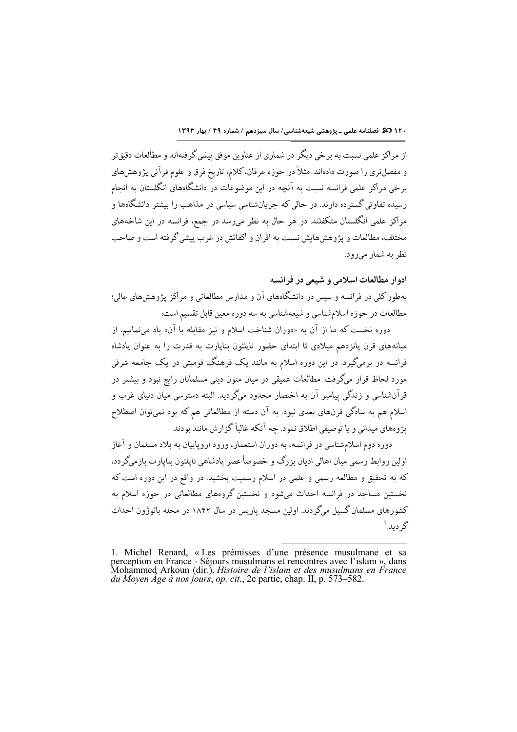از مراکز علمی نسبت به برخی دیگر در شماری از عناوین موفق پیشی گرفته‌اند و مطالعات دقیق‌تر و مفصل‌تری را صورت داده‌اند. مثلاً در حوزه عرفان، کلام، تاریخ فرق و علوم قرآنی پژوهش‌های برخی مراکز علمی فرانسه نسبت به آنچه در این موضوعات در دانشگاه‌های انگلستان به انجام رسیده تفاوتی گسترده دارند. در حالی که جریان‌شناسی سیاسی در مذاهب را بیشتر دانشگاه‌ها و مراکز علمی انگلستان متکفلند. در هر حال به نظر می‌رسد در جمع، فرانسه در این شاخه‌های مختلف، مطالعات و پژوهش‌هایش نسبت به اقران و اکفائش در غرب پیشی گرفته است و صاحب نظر به شمار می‌رود.

### ادوار مطالعات اسلامی و شیعی در فرانسه

به‌طور کلی در فرانسه و سپس در دانشگاه‌های آن و مدارس مطالعاتی و مراکز پژوهش‌های عالی؛ مطالعات در حوزه اسلام‌شناسی و شیعه‌شناسی به سه دوره معین قابل تقسیم است:

دوره نخست که ما از آن به «دوران شناخت اسلام و نیز مقابله با آن» یاد می‌نماییم، از میانه‌های قرن پانزدهم میلادی تا ابتدای حضور ناپلئون بناپارت به قدرت را به عنوان پادشاه فرانسه در برمی‌گیرد. در این دوره اسلام به مانند یک فرهنگ قومیتی در یک جامعه شرقی مورد لحاظ قرار می‌گرفت. مطالعات عمیقی در میان متون دینی مسلمانان رایج نبود و بیشتر در قرآن‌شناسی و زندگی پیامبر آن به اختصار محدود می‌گردید. البته دسترسی میان دنیای غرب و اسلام هم به سادگی قرن‌های بعدی نبود. به آن دسته از مطالعاتی هم که بود نمی‌توان اصطلاح پژوهای میدانی و یا توصیفی اطلاق نمود. چه آنکه غالباً گزارش مانند بودند.

دوره دوم اسلام‌شناسی در فرانسه، به دوران استعمار، ورود اروپاییان به بلاد مسلمان و آغاز اولین روابط رسمی میان اهالی ادیان بزرگ و خصوصاً عصر پادشاهی ناپلئون بناپارت بازمی‌گردد، که به تحقیق و مطالعه رسمی و علمی در اسلام رسمیت بخشید. در واقع در این دوره است که نخستین مساجد در فرانسه احداث می‌شود و نخستین گروه‌های مطالعاتی در حوزه اسلام به کشورهای مسلمان گسیل می‌گردند. اولین مسجد پاریس در سال ۱۸۴۲ در محله بائوژون احداث گردید.[1]

---

1. Michel Renard, « Les prémisses d'une présence musulmane et sa perception en France - Séjours musulmans et rencontres avec l'islam », dans Mohammed Arkoun (dir.), *Histoire de l'islam et des musulmans en France du Moyen Âge à nos jours*, *op. cit.*, 2e partie, chap. II, p. 573–582.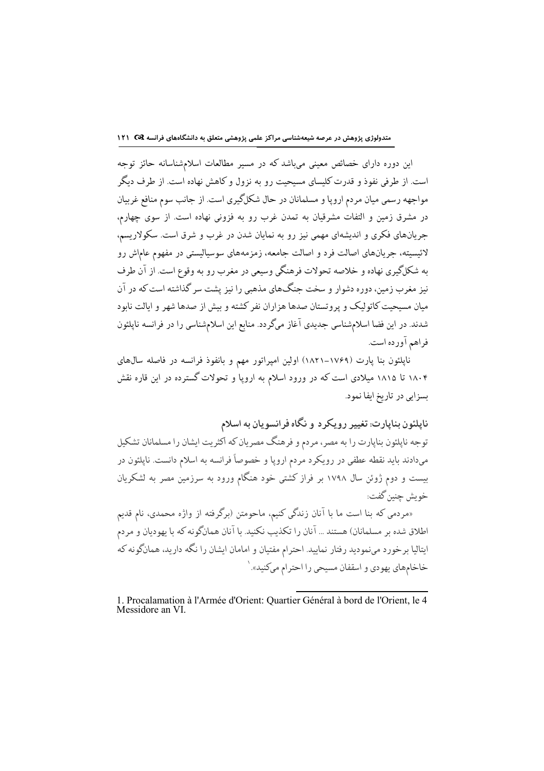این دوره دارای خصائص معینی می‌باشد که در مسیر مطالعات اسلام‌شناسانه حائز توجه است. از طرفی نفوذ و قدرت کلیسای مسیحیت رو به نزول و کاهش نهاده است. از طرف دیگر مواجهه رسمی میان مردم اروپا و مسلمانان در حال شکل‌گیری است. از جانب سوم منافع غربیان در مشرق زمین و التفات مشرقیان به تمدن غرب رو به فزونی نهاده است. از سوی چهارم، جریان‌های فکری و اندیشه‌ای مهمی نیز رو به نمایان شدن در غرب و شرق است. سکولاریسم، لائیسیته، جریان‌های اصالت فرد و اصالت جامعه، زمزمه‌های سوسیالیستی در مفهوم عام‌اش رو به شکل‌گیری نهاده و خلاصه تحولات فرهنگی وسیعی در مغرب رو به وقوع است. از آن طرف نیز مغرب زمین، دوره دشوار و سخت جنگ‌های مذهبی را نیز پشت سر گذاشته است که در آن میان مسیحیت کاتولیک و پروتستان صدها هزاران نفر کشته و بیش از صدها شهر و ایالت نابود شدند. در این فضا اسلام‌شناسی جدیدی آغاز می‌گردد. منابع این اسلام‌شناسی را در فرانسه ناپلئون فراهم آورده است.

ناپلئون بنا پارت (۱۷۶۹-۱۸۲۱) اولین امپراتور مهم و بانفوذ فرانسه در فاصله سال‌های ۱۸۰۴ تا ۱۸۱۵ میلادی است که در ورود اسلام به اروپا و تحولات گسترده در این قاره نقش بسزایی در تاریخ ایفا نمود.

### ناپلئون بناپارت: تغییر رویکرد و نگاه فرانسویان به اسلام

توجه ناپلئون بناپارت را به مصر، مردم و فرهنگ مصریان که اکثریت ایشان را مسلمانان تشکیل می‌دادند باید نقطه عطفی در رویکرد مردم اروپا و خصوصاً فرانسه به اسلام دانست. ناپلئون در بیست و دوم ژوئن سال ۱۷۹۸ بر فراز کشتی خود هنگام ورود به سرزمین مصر به لشکریان خویش چنین گفت:

«مردمی که بنا است ما با آنان زندگی کنیم، ماحومتن (برگرفته از واژه محمدی، نام قدیم اطلاق شده بر مسلمانان) هستند ... آنان را تکذیب نکنید. با آنان همان‌گونه که با یهودیان و مردم ایتالیا برخورد می‌نمودید رفتار نمایید. احترام مفتیان و امامان ایشان را نگه دارید، همان‌گونه که خاخام‌های یهودی و اسقفان مسیحی را احترام می‌کنید».[1]

---

1. Procalamation à l'Armée d'Orient: Quartier Général à bord de l'Orient, le 4 Messidore an VI.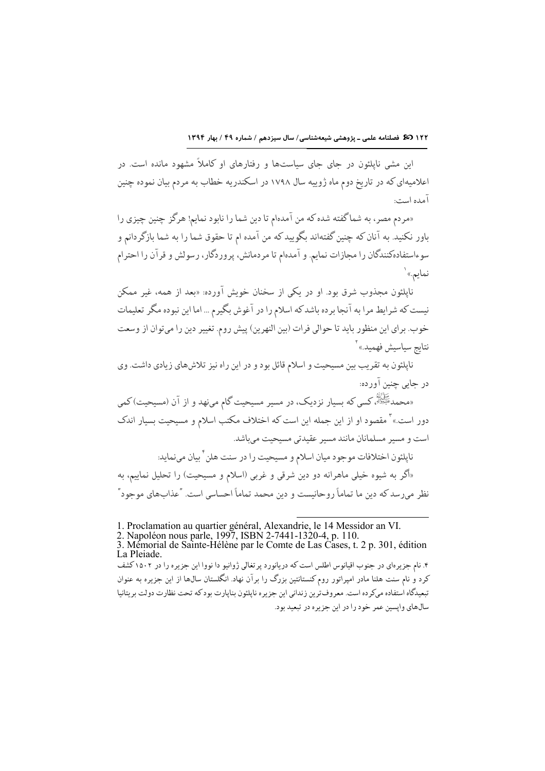این مشی ناپلئون در جای جای سیاست‌ها و رفتارهای او کاملاً مشهود مانده است. در اعلامیه‌ای که در تاریخ دوم ماه ژوییه سال ۱۷۹۸ در اسکندریه خطاب به مردم بیان نموده چنین آمده است:

«مردم مصر، به شما گفته شده که من آمده‌ام تا دین شما را نابود نمایم! هرگز چنین چیزی را باور نکنید. به آنان که چنین گفته‌اند بگویید که من آمده ام تا حقوق شما را به شما بازگردانم و سوءاستفاده‌کنندگان را مجازات نمایم. و آمده‌ام تا مردمانش، پروردگار، رسولش و قرآن را احترام نمایم.»[1]

ناپلئون مجذوب شرق بود. او در یکی از سخنان خویش آورده: «بعد از همه، غیر ممکن نیست که شرایط مرا به آنجا برده باشد که اسلام را در آغوش بگیرم ... اما این نبوده مگر تعلیمات خوب. برای این منظور باید تا حوالی فرات (بین النهرین) پیش روم. تغییر دین را می‌توان از وسعت نتایج سیاسیش فهمید.»[2]

ناپلئون به تقریب بین مسیحیت و اسلام قائل بود و در این راه نیز تلاش‌های زیادی داشت. وی در جایی چنین آورده:

«محمد ﷺ، کسی که بسیار نزدیک، در مسیر مسیحیت گام می‌نهد و از آن (مسیحیت) کمی دور است.»[3] مقصود او از این جمله این است که اختلاف مکتب اسلام و مسیحیت بسیار اندک است و مسیر مسلمانان مانند مسیر عقیدتی مسیحیت می‌باشد.

ناپلئون اختلافات موجود میان اسلام و مسیحیت را در سنت هلن[4] بیان می‌نماید:

«اگر به شیوه خیلی ماهرانه دو دین شرقی و غربی (اسلام و مسیحیت) را تحلیل نماییم، به نظر می‌رسد که دین ما تماماً روحانیست و دین محمد تماماً احساسی است. "عذاب‌های موجود"

---

1. Proclamation au quartier général, Alexandrie, le 14 Messidor an VI.
2. Napoléon nous parle, 1997, ISBN 2-7441-1320-4, p. 110.
3. Mémorial de Sainte-Hélène par le Comte de Las Cases, t. 2 p. 301, édition La Pleiade.
4. نام جزیره‌ای در جنوب اقیانوس اطلس است که دریانورد پرتغالی ژوانیو دا نووا این جزیره را در ۱۵۰۲ کشف کرد و نام سنت هلنا مادر امپراتور روم کنستانتین بزرگ را برآن نهاد. انگلستان سال‌ها از این جزیره به عنوان تبعیدگاه استفاده می‌کرده است. معروف‌ترین زندانی این جزیره ناپلئون بناپارت بود که تحت نظارت دولت بریتانیا سال‌های واپسین عمر خود را در این جزیره در تبعید بود.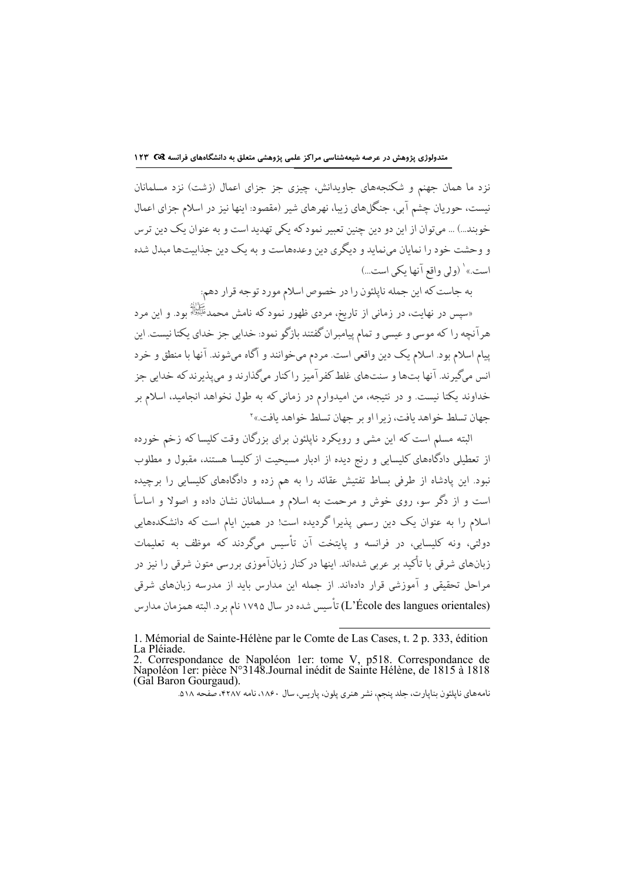نزد ما همان جهنم و شکنجه‌های جاویدانش، چیزی جز جزای اعمال (زشت) نزد مسلمانان نیست، حوریان چشم آبی، جنگل‌های زیبا، نهرهای شیر (مقصود: اینها نیز در اسلام جزای اعمال خوبند...) ... می‌توان از این دو دین چنین تعبیر نمود که یکی تهدید است و به عنوان یک دین ترس و وحشت خود را نمایان می‌نماید و دیگری دین وعده‌هاست و به یک دین جذابیت‌ها مبدل شده است.»[1] (ولی واقع آنها یکی است...)

به جاست که این جمله ناپلئون را در خصوص اسلام مورد توجه قرار دهم:

«سپس در نهایت، در زمانی از تاریخ، مردی ظهور نمود که نامش محمد ﷺ بود. و این مرد هرآنچه را که موسی و عیسی و تمام پیامبران گفتند بازگو نمود: خدایی جز خدای یکتا نیست. این پیام اسلام بود. اسلام یک دین واقعی است. مردم می‌خوانند و آگاه می‌شوند. آنها با منطق و خرد انس می‌گیرند. آنها بت‌ها و سنت‌های غلط کفرآمیز را کنار می‌گذارند و می‌پذیرند که خدایی جز خداوند یکتا نیست. و در نتیجه، من امیدوارم در زمانی که به طول نخواهد انجامید، اسلام بر جهان تسلط خواهد یافت، زیرا او بر جهان تسلط خواهد یافت.»[2]

البته مسلم است که این مشی و رویکرد ناپلئون برای بزرگان وقت کلیسا که زخم خورده از تعطیلی دادگاه‌های کلیسایی و رنج دیده از ادبار مسیحیت از کلیسا هستند، مقبول و مطلوب نبود. این پادشاه از طرفی بساط تفتیش عقائد را به هم زده و دادگاه‌های کلیسایی را برچیده است و از دگر سو، روی خوش و مرحمت به اسلام و مسلمانان نشان داده و اصولا و اساساً اسلام را به عنوان یک دین رسمی پذیرا گردیده است؛ در همین ایام است که دانشکده‌هایی دولتی، ونه کلیسایی، در فرانسه و پایتخت آن تأسیس می‌گردند که موظف به تعلیمات زبان‌های شرقی با تأکید بر عربی شده‌اند. اینها در کنار زبان‌آموزی بررسی متون شرقی را نیز در مراحل تحقیقی و آموزشی قرار داده‌اند. از جمله این مدارس باید از مدرسه زبان‌های شرقی (L'École des langues orientales) تأسیس شده در سال ۱۷۹۵ نام برد. البته همزمان مدارس

---

1. Mémorial de Sainte-Hélène par le Comte de Las Cases, t. 2 p. 333, édition La Pléiade.
2. Correspondance de Napoléon 1er: tome V, p518. Correspondance de Napoléon 1er: pièce N°3148.Journal inédit de Sainte Hélène, de 1815 à 1818 (Gal Baron Gourgaud).

نامه‌های ناپلئون بناپارت، جلد پنجم، نشر هنری پلون، پاریس، سال ۱۸۶۰، نامه ۴۲۸۷، صفحه ۵۱۸.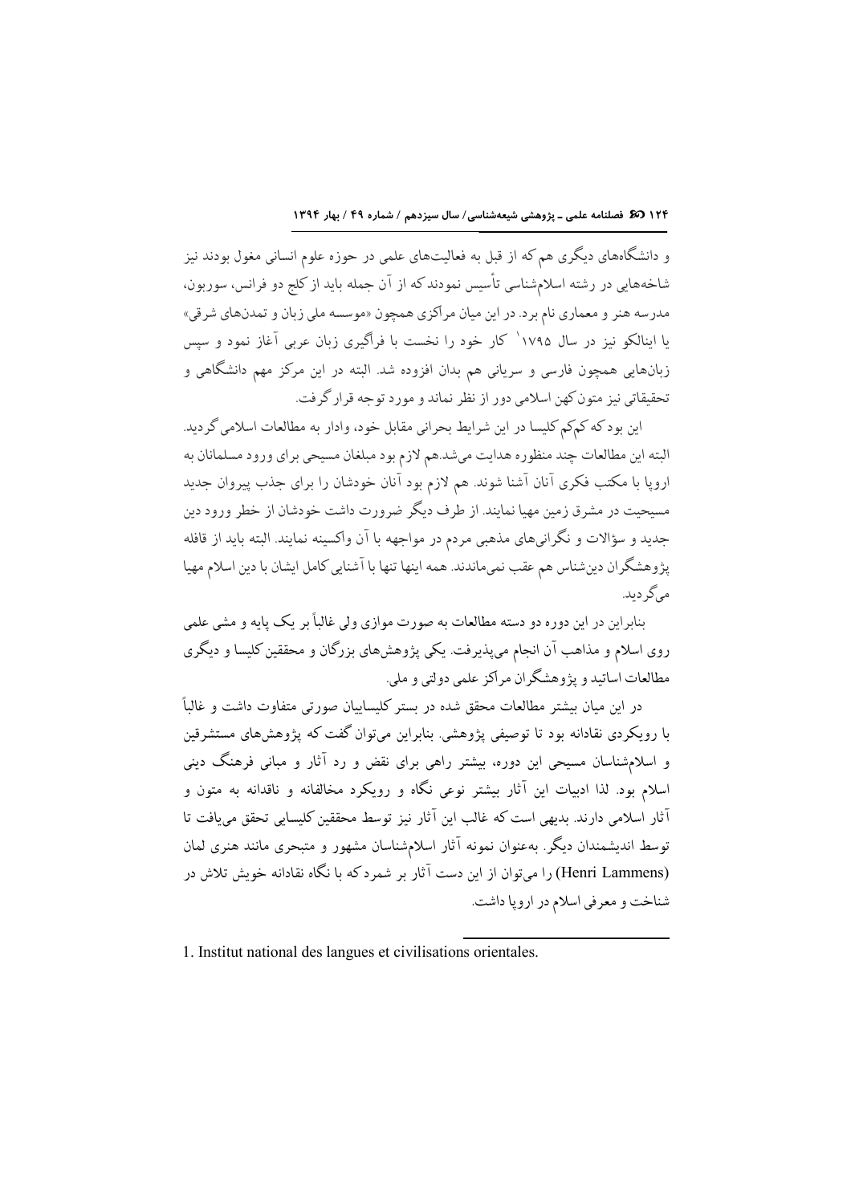و دانشگاه‌های دیگری هم که از قبل به فعالیت‌های علمی در حوزه علوم انسانی مغول بودند نیز شاخه‌هایی در رشته اسلام‌شناسی تأسیس نمودند که از آن جمله باید از کلج دو فرانس، سوربون، مدرسه هنر و معماری نام برد. در این میان مراکزی همچون «موسسه ملی زبان و تمدن‌های شرقی» یا اینالکو نیز در سال ۱۷۹۵[1] کار خود را نخست با فراگیری زبان عربی آغاز نمود و سپس زبان‌هایی همچون فارسی و سریانی هم بدان افزوده شد. البته در این مرکز مهم دانشگاهی و تحقیقاتی نیز متون کهن اسلامی دور از نظر نماند و مورد توجه قرار گرفت.

این بود که کم‌کم کلیسا در این شرایط بحرانی مقابل خود، وادار به مطالعات اسلامی گردید. البته این مطالعات چند منظوره هدایت می‌شد.هم لازم بود مبلغان مسیحی برای ورود مسلمانان به اروپا با مکتب فکری آنان آشنا شوند. هم لازم بود آنان خودشان را برای جذب پیروان جدید مسیحیت در مشرق زمین مهیا نمایند. از طرف دیگر ضرورت داشت خودشان از خطر ورود دین جدید و سؤالات و نگرانی‌های مذهبی مردم در مواجهه با آن واکسینه نمایند. البته باید از قافله پژوهشگران دین‌شناس هم عقب نمی‌ماندند. همه اینها تنها با آشنایی کامل ایشان با دین اسلام مهیا می‌گردید.

بنابراین در این دوره دو دسته مطالعات به صورت موازی ولی غالباً بر یک پایه و مشی علمی روی اسلام و مذاهب آن انجام می‌پذیرفت. یکی پژوهش‌های بزرگان و محققین کلیسا و دیگری مطالعات اساتید و پژوهشگران مراکز علمی دولتی و ملی.

در این میان بیشتر مطالعات محقق شده در بستر کلیساییان صورتی متفاوت داشت و غالباً با رویکردی نقادانه بود تا توصیفی پژوهشی. بنابراین می‌توان گفت که پژوهش‌های مستشرقین و اسلام‌شناسان مسیحی این دوره، بیشتر راهی برای نقض و رد آثار و مبانی فرهنگ دینی اسلام بود. لذا ادبیات این آثار بیشتر نوعی نگاه و رویکرد مخالفانه و ناقدانه به متون و آثار اسلامی دارند. بدیهی است که غالب این آثار نیز توسط محققین کلیسایی تحقق می‌یافت تا توسط اندیشمندان دیگر. به‌عنوان نمونه آثار اسلام‌شناسان مشهور و متبحری مانند هنری لمان (Henri Lammens) را می‌توان از این دست آثار بر شمرد که با نگاه نقادانه خویش تلاش در شناخت و معرفی اسلام در اروپا داشت.

---

1. Institut national des langues et civilisations orientales.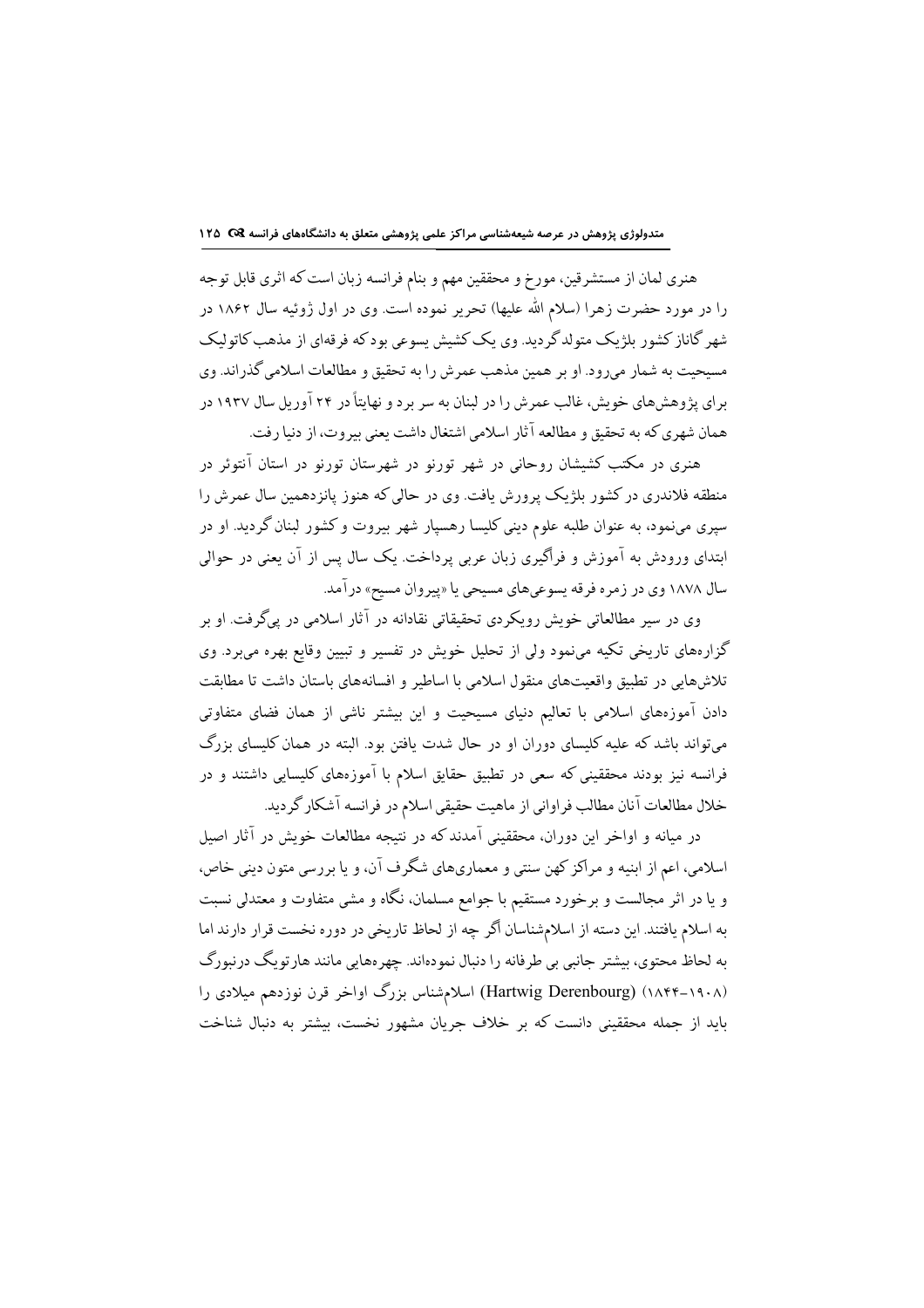هنری لمان از مستشرقین، مورخ و محققین مهم و بنام فرانسه زبان است که اثری قابل توجه را در مورد حضرت زهرا (سلام الله علیها) تحریر نموده است. وی در اول ژوئیه سال ۱۸۶۲ در شهر گاناز کشور بلژیک متولد گردید. وی یک کشیش یسوعی بود که فرقه‌ای از مذهب کاتولیک مسیحیت به شمار می‌رود. او بر همین مذهب عمرش را به تحقیق و مطالعات اسلامی گذراند. وی برای پژوهش‌های خویش، غالب عمرش را در لبنان به سر برد و نهایتاً در ۲۴ آوریل سال ۱۹۳۷ در همان شهری که به تحقیق و مطالعه آثار اسلامی اشتغال داشت یعنی بیروت، از دنیا رفت.

هنری در مکتب کشیشان روحانی در شهر تورنو در شهرستان تورنو در استان آنتوئر در منطقه فلاندری در کشور بلژیک پرورش یافت. وی در حالی که هنوز پانزدهمین سال عمرش را سپری می‌نمود، به عنوان طلبه علوم دینی کلیسا رهسپار شهر بیروت و کشور لبنان گردید. او در ابتدای ورودش به آموزش و فراگیری زبان عربی پرداخت. یک سال پس از آن یعنی در حوالی سال ۱۸۷۸ وی در زمره فرقه یسوعی‌های مسیحی یا «پیروان مسیح» درآمد.

وی در سیر مطالعاتی خویش رویکردی تحقیقاتی نقادانه در آثار اسلامی در پی‌گرفت. او بر گزاره‌های تاریخی تکیه می‌نمود ولی از تحلیل خویش در تفسیر و تبیین وقایع بهره می‌برد. وی تلاش‌هایی در تطبیق واقعیت‌های منقول اسلامی با اساطیر و افسانه‌های باستان داشت تا مطابقت دادن آموزه‌های اسلامی با تعالیم دنیای مسیحیت و این بیشتر ناشی از همان فضای متفاوتی می‌تواند باشد که علیه کلیسای دوران او در حال شدت یافتن بود. البته در همان کلیسای بزرگ فرانسه نیز بودند محققینی که سعی در تطبیق حقایق اسلام با آموزه‌های کلیسایی داشتند و در خلال مطالعات آنان مطالب فراوانی از ماهیت حقیقی اسلام در فرانسه آشکار گردید.

در میانه و اواخر این دوران، محققینی آمدند که در نتیجه مطالعات خویش در آثار اصیل اسلامی، اعم از ابنیه و مراکز کهن سنتی و معماری‌های شگرف آن، و یا بررسی متون دینی خاص، و یا در اثر مجالست و برخورد مستقیم با جوامع مسلمان، نگاه و مشی متفاوت و معتدلی نسبت به اسلام یافتند. این دسته از اسلام‌شناسان اگر چه از لحاظ تاریخی در دوره نخست قرار دارند اما به لحاظ محتوی، بیشتر جانبی بی طرفانه را دنبال نموده‌اند. چهره‌هایی مانند هارتویگ درنبورگ (Hartwig Derenbourg) (۱۸۴۴-۱۹۰۸) اسلام‌شناس بزرگ اواخر قرن نوزدهم میلادی را باید از جمله محققینی دانست که بر خلاف جریان مشهور نخست، بیشتر به دنبال شناخت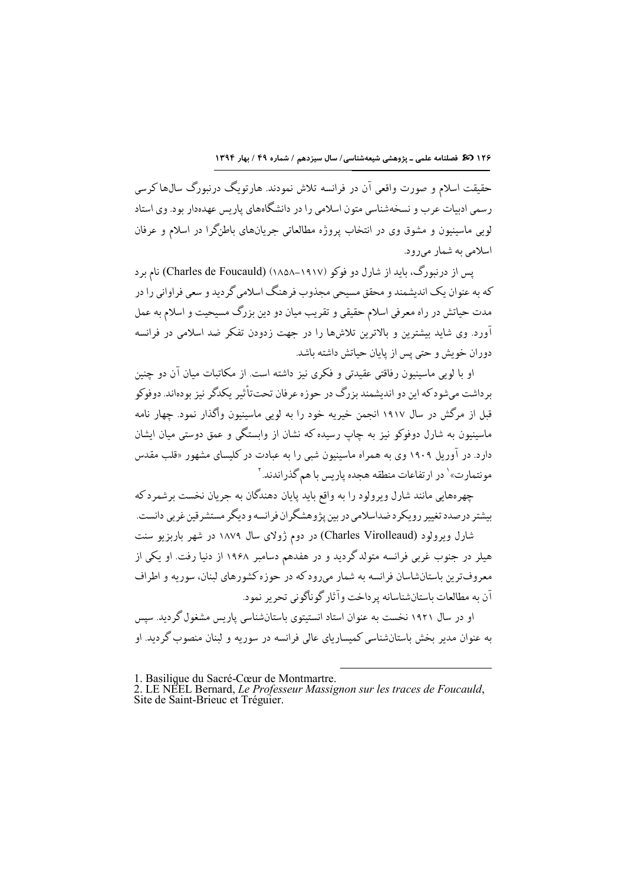حقیقت اسلام و صورت واقعی آن در فرانسه تلاش نمودند. هارتویگ درنبورگ سال‌ها کرسی رسمی ادبیات عرب و نسخه‌شناسی متون اسلامی را در دانشگاه‌های پاریس عهده‌دار بود. وی استاد لویی ماسینیون و مشوق وی در انتخاب پروژه مطالعاتی جریان‌های باطن‌گرا در اسلام و عرفان اسلامی به شمار می‌رود.

پس از درنبورگ، باید از شارل دو فوکو (۱۹۱۷–۱۸۵۸) (Charles de Foucauld) نام برد که به عنوان یک اندیشمند و محقق مسیحی مجذوب فرهنگ اسلامی گردید و سعی فراوانی را در مدت حیاتش در راه معرفی اسلام حقیقی و تقریب میان دو دین بزرگ مسیحیت و اسلام به عمل آورد. وی شاید بیشترین و بالاترین تلاش‌ها را در جهت زدودن تفکر ضد اسلامی در فرانسه دوران خویش و حتی پس از پایان حیاتش داشته باشد.

او با لویی ماسینیون رفاقتی عقیدتی و فکری نیز داشته است. از مکاتبات میان آن دو چنین برداشت می‌شود که این دو اندیشمند بزرگ در حوزه عرفان تحت‌تأثیر یکدگر نیز بوده‌اند. دوفوکو قبل از مرگش در سال ۱۹۱۷ انجمن خیریه خود را به لویی ماسینیون واگذار نمود. چهار نامه ماسینیون به شارل دوفوکو نیز به چاپ رسیده که نشان از وابستگی و عمق دوستی میان ایشان دارد. در آوریل ۱۹۰۹ وی به همراه ماسینیون شبی را به عبادت در کلیسای مشهور «قلب مقدس مونتمارت»[1] در ارتفاعات منطقه هجده پاریس با هم گذراندند.[2]

چهره‌هایی مانند شارل ویرولود را به واقع باید پایان دهندگان به جریان نخست برشمرد که بیشتر درصدد تغییر رویکرد ضداسلامی در بین پژوهشگران فرانسه و دیگر مستشرقین غربی دانست.

شارل ویرولود (Charles Virolleaud) در دوم ژولای سال ۱۸۷۹ در شهر باربزیو سنت هیلر در جنوب غربی فرانسه متولد گردید و در هفدهم دسامبر ۱۹۶۸ از دنیا رفت. او یکی از معروف‌ترین باستان‌شناسان فرانسه به شمار می‌رود که در حوزه کشورهای لبنان، سوریه و اطراف آن به مطالعات باستان‌شناسانه پرداخت و آثار گوناگونی تحریر نمود.

او در سال ۱۹۲۱ نخست به عنوان استاد انستیتوی باستان‌شناسی پاریس مشغول گردید. سپس به عنوان مدیر بخش باستان‌شناسی کمیساریای عالی فرانسه در سوریه و لبنان منصوب گردید. او

---

1. Basilique du Sacré-Cœur de Montmartre.
2. LE NÉEL Bernard, *Le Professeur Massignon sur les traces de Foucauld*, Site de Saint-Brieuc et Tréguier.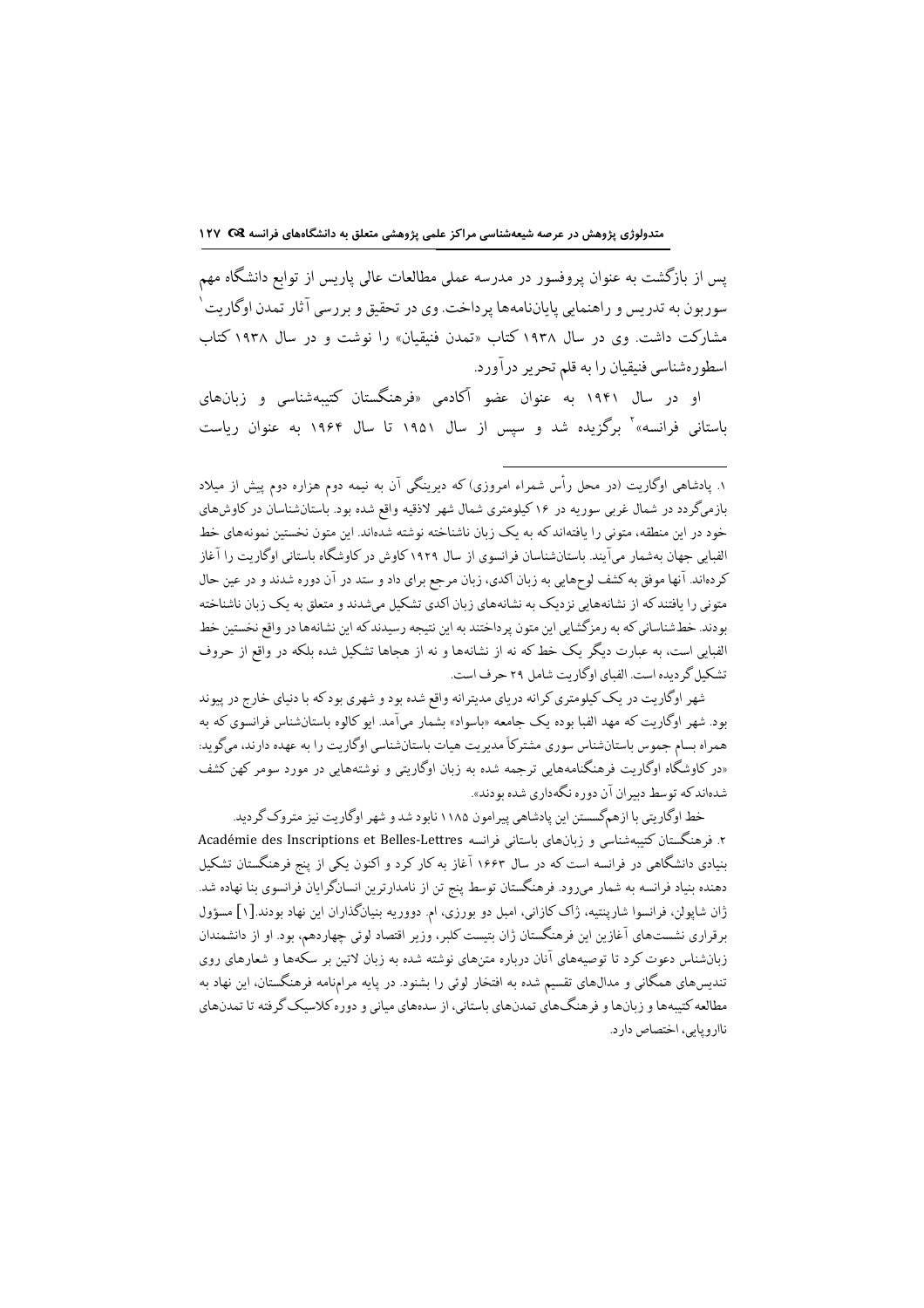پس از بازگشت به عنوان پروفسور در مدرسه عملی مطالعات عالی پاریس از توابع دانشگاه مهم سوربون به تدریس و راهنمایی پایان‌نامه‌ها پرداخت. وی در تحقیق و بررسی آثار تمدن اوگاریت[1] مشارکت داشت. وی در سال ۱۹۳۸ کتاب «تمدن فنیقیان» را نوشت و در سال ۱۹۳۸ کتاب اسطوره‌شناسی فنیقیان را به قلم تحریر درآورد.

او در سال ۱۹۴۱ به عنوان عضو آکادمی «فرهنگستان کتیبه‌شناسی و زبان‌های باستانی فرانسه»[2] برگزیده شد و سپس از سال ۱۹۵۱ تا سال ۱۹۶۴ به عنوان ریاست

---

۱. پادشاهی اوگاریت (در محل رأس شمراء امروزی) که دیرینگی آن به نیمه دوم هزاره دوم پیش از میلاد بازمی‌گردد در ۱۶ کیلومتری شمال شهر لاذقیه واقع شده بود. باستان‌شناسان در کاوش‌های خود در این منطقه، متونی را یافته‌اند که به یک زبان ناشناخته نوشته شده‌اند. این متون نخستین نمونه‌های خط الفبایی جهان به‌شمار می‌آیند. باستان‌شناسان فرانسوی از سال ۱۹۲۹ کاوش در کاوشگاه باستانی اوگاریت را آغاز کرده‌اند. آنها موفق به کشف لوح‌هایی به زبان اکدی، زبان مرجع برای داد و ستد در آن دوره شدند و در عین حال متونی را یافتند که از نشانه‌هایی نزدیک به نشانه‌های زبان آکدی تشکیل می‌شدند و متعلق به یک زبان ناشناخته بودند. خط‌شناسانی که به رمزگشایی این متون پرداختند به این نتیجه رسیدند که این نشانه‌ها در واقع نخستین خط الفبایی است، به عبارت دیگر یک خط که نه از نشانه‌ها و نه از هجاها تشکیل شده بلکه در واقع از حروف تشکیل گردیده است. الفبای اوگاریت شامل ۲۹ حرف است.

شهر اوگاریت در یک کیلومتری کرانه دریای مدیترانه واقع شده بود و شهری بود که با دنیای خارج در پیوند بود. شهر اوگاریت که مهد الفبا بوده یک جامعه «باسواد» بشمار می‌آمد. ایو کالوه باستان‌شناس فرانسوی که به همراه بسام جموس باستان‌شناس سوری مشترکاً مدیریت هیات باستان‌شناسی اوگاریت را به عهده دارند، می‌گوید: «در کاوشگاه اوگاریت فرهنگنامه‌هایی ترجمه شده به زبان اوگاریتی و نوشته‌هایی در مورد سومر کهن کشف شده‌اند که توسط دبیران آن دوره نگه‌داری شده بودند».

خط اوگاریتی با ازهم‌گسستن این پادشاهی پیرامون ۱۱۸۵ نابود شد و شهر اوگاریت نیز متروک گردید.

۲. فرهنگستان کتیبه‌شناسی و زبان‌های باستانی فرانسه Académie des Inscriptions et Belles-Lettres بنیادی دانشگاهی در فرانسه است که در سال ۱۶۶۳ آغاز به کار کرد و اکنون یکی از پنج فرهنگستان تشکیل دهنده بنیاد فرانسه به شمار می‌رود. فرهنگستان توسط پنج تن از نامدارترین انسان‌گرایان فرانسوی بنا نهاده شد. ژان شاپولن، فرانسوا شارپنتیه، ژاک کازانی، امبل دو بورزی، ام. دووریه بنیان‌گذاران این نهاد بودند.[۱] مسؤول برقراری نشست‌های آغازین این فرهنگستان ژان بتیست کلبر، وزیر اقتصاد لوئی چهاردهم، بود. او از دانشمندان زبان‌شناس دعوت کرد تا توصیه‌های آنان درباره متن‌های نوشته شده به زبان لاتین بر سکه‌ها و شعارهای روی تندیس‌های همگانی و مدال‌های تقسیم شده به افتخار لوئی را بشنود. در پایه مرام‌نامه فرهنگستان، این نهاد به مطالعه کتیبه‌ها و زبان‌ها و فرهنگ‌های تمدن‌های باستانی، از سده‌های میانی و دوره کلاسیک گرفته تا تمدن‌های نااروپایی، اختصاص دارد.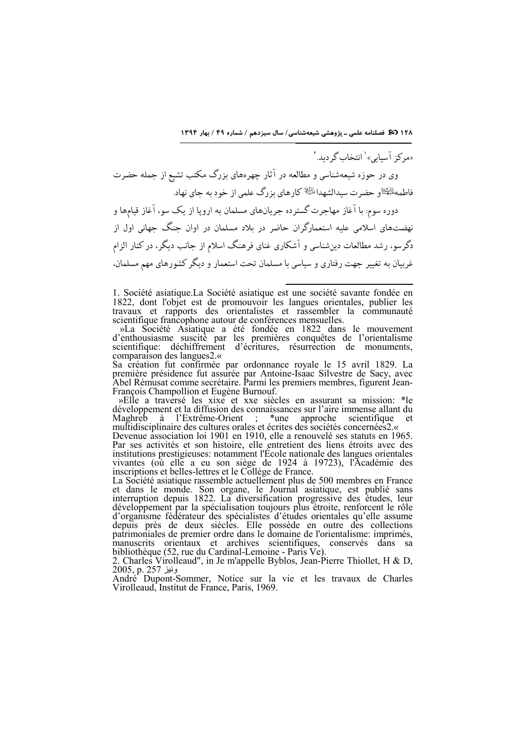«مرکز آسیایی»[1] انتخاب گردید.[2]

وی در حوزه شیعه‌شناسی و مطالعه در آثار چهره‌های بزرگ مکتب تشیع از جمله حضرت فاطمه علیهاالسلام و حضرت سیدالشهدا علیه‌السلام کارهای بزرگ علمی از خود به جای نهاد.

دوره سوم: با آغاز مهاجرت گسترده جریان‌های مسلمان به اروپا از یک سو، آغاز قیام‌ها و نهضت‌های اسلامی علیه استعمارگران حاضر در بلاد مسلمان در اوان جنگ جهانی اول از دگرسو، رشد مطالعات دین‌شناسی و آشکاری غنای فرهنگ اسلام از جانب دیگر، در کنار الزام غربیان به تغییر جهت رفتاری و سیاسی با مسلمان تحت استعمار و دیگر کشورهای مهم مسلمان،

---

1. Société asiatique.La Société asiatique est une société savante fondée en 1822, dont l'objet est de promouvoir les langues orientales, publier les travaux et rapports des orientalistes et rassembler la communauté scientifique francophone autour de conférences mensuelles.

»La Société Asiatique a été fondée en 1822 dans le mouvement d'enthousiasme suscité par les premières conquêtes de l'orientalisme scientifique: déchiffrement d'écritures, résurrection de monuments, comparaison des langues2.«

Sa création fut confirmée par ordonnance royale le 15 avril 1829. La première présidence fut assurée par Antoine-Isaac Silvestre de Sacy, avec Abel Rémusat comme secrétaire. Parmi les premiers membres, figurent Jean-François Champollion et Eugène Burnouf.

»Elle a traversé les xixe et xxe siècles en assurant sa mission: *le développement et la diffusion des connaissances sur l'aire immense allant du Maghreb à l'Extrême-Orient ; *une approche scientifique et multidisciplinaire des cultures orales et écrites des sociétés concernées2.«

Devenue association loi 1901 en 1910, elle a renouvelé ses statuts en 1965. Par ses activités et son histoire, elle entretient des liens étroits avec des institutions prestigieuses: notamment l'École nationale des langues orientales vivantes (où elle a eu son siège de 1924 à 19723), l'Académie des inscriptions et belles-lettres et le Collège de France.

La Société asiatique rassemble actuellement plus de 500 membres en France et dans le monde. Son organe, le Journal asiatique, est publié sans interruption depuis 1822. La diversification progressive des études, leur développement par la spécialisation toujours plus étroite, renforcent le rôle d'organisme fédérateur des spécialistes d'études orientales qu'elle assume depuis près de deux siècles. Elle possède en outre des collections patrimoniales de premier ordre dans le domaine de l'orientalisme: imprimés, manuscrits orientaux et archives scientifiques, conservés dans sa bibliothèque (52, rue du Cardinal-Lemoine - Paris Ve).

2. Charles Virolleaud", in Je m'appelle Byblos, Jean-Pierre Thiollet, H & D, 2005, p. 257 ونیز

André Dupont-Sommer, Notice sur la vie et les travaux de Charles Virolleaud, Institut de France, Paris, 1969.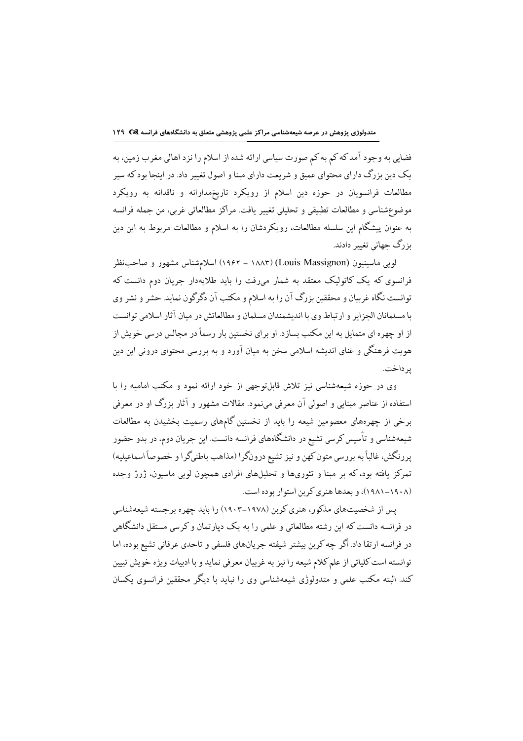فضایی به وجود آمد که کم به کم صورت سیاسی ارائه شده از اسلام را نزد اهالی مغرب زمین، به یک دین بزرگ دارای محتوای عمیق و شریعت دارای مبنا و اصول تغییر داد. در اینجا بود که سیر مطالعات فرانسویان در حوزه دین اسلام از رویکرد تاریخ‌مدارانه و ناقدانه به رویکرد موضوع‌شناسی و مطالعات تطبیقی و تحلیلی تغییر یافت. مراکز مطالعاتی غربی، من جمله فرانسه به عنوان پیشگام این سلسله مطالعات، رویکردشان را به اسلام و مطالعات مربوط به این دین بزرگ جهانی تغییر دادند.

لویی ماسینیون (Louis Massignon) (۱۸۸۳ – ۱۹۶۲) اسلام‌شناس مشهور و صاحب‌نظر فرانسوی که یک کاتولیک معتقد به شمار می‌رفت را باید طلایه‌دار جریان دوم دانست که توانست نگاه غربیان و محققین بزرگ آن را به اسلام و مکتب آن دگرگون نماید. حشر و نشر وی با مسلمانان الجزایر و ارتباط وی با اندیشمندان مسلمان و مطالعاتش در میان آثار اسلامی توانست از او چهره ای متمایل به این مکتب بسازد. او برای نخستین بار رسماً در مجالس درسی خویش از هویت فرهنگی و غنای اندیشه اسلامی سخن به میان آورد و به بررسی محتوای درونی این دین پرداخت.

وی در حوزه شیعه‌شناسی نیز تلاش قابل‌توجهی از خود ارائه نمود و مکتب امامیه را با استفاده از عناصر مبنایی و اصولی آن معرفی می‌نمود. مقالات مشهور و آثار بزرگ او در معرفی برخی از چهره‌های معصومین شیعه را باید از نخستین گام‌های رسمیت بخشیدن به مطالعات شیعه‌شناسی و تأسیس کرسی تشیع در دانشگاه‌های فرانسه دانست. این جریان دوم، در بدو حضور پررنگش، غالباً به بررسی متون کهن و نیز تشیع درون‌گرا (مذاهب باطنی‌گرا و خصوصاً اسماعیلیه) تمرکز یافته بود، که بر مبنا و تئوری‌ها و تحلیل‌های افرادی همچون لویی ماسیون، ژرژ وجده (۱۹۰۸–۱۹۸۱)، و بعدها هنری کربن استوار بوده است.

پس از شخصیت‌های مذکور، هنری کربن (۱۹۷۸–۱۹۰۳) را باید چهره برجسته شیعه‌شناسی در فرانسه دانست که این رشته مطالعاتی و علمی را به یک دپارتمان و کرسی مستقل دانشگاهی در فرانسه ارتقا داد. اگر چه کربن بیشتر شیفته جریان‌های فلسفی و تاحدی عرفانی تشیع بوده، اما توانسته است کلیاتی از علم کلام شیعه را نیز به غربیان معرفی نماید و با ادبیات ویژه خویش تبیین کند. البته مکتب علمی و متدولوژی شیعه‌شناسی وی را نباید با دیگر محققین فرانسوی یکسان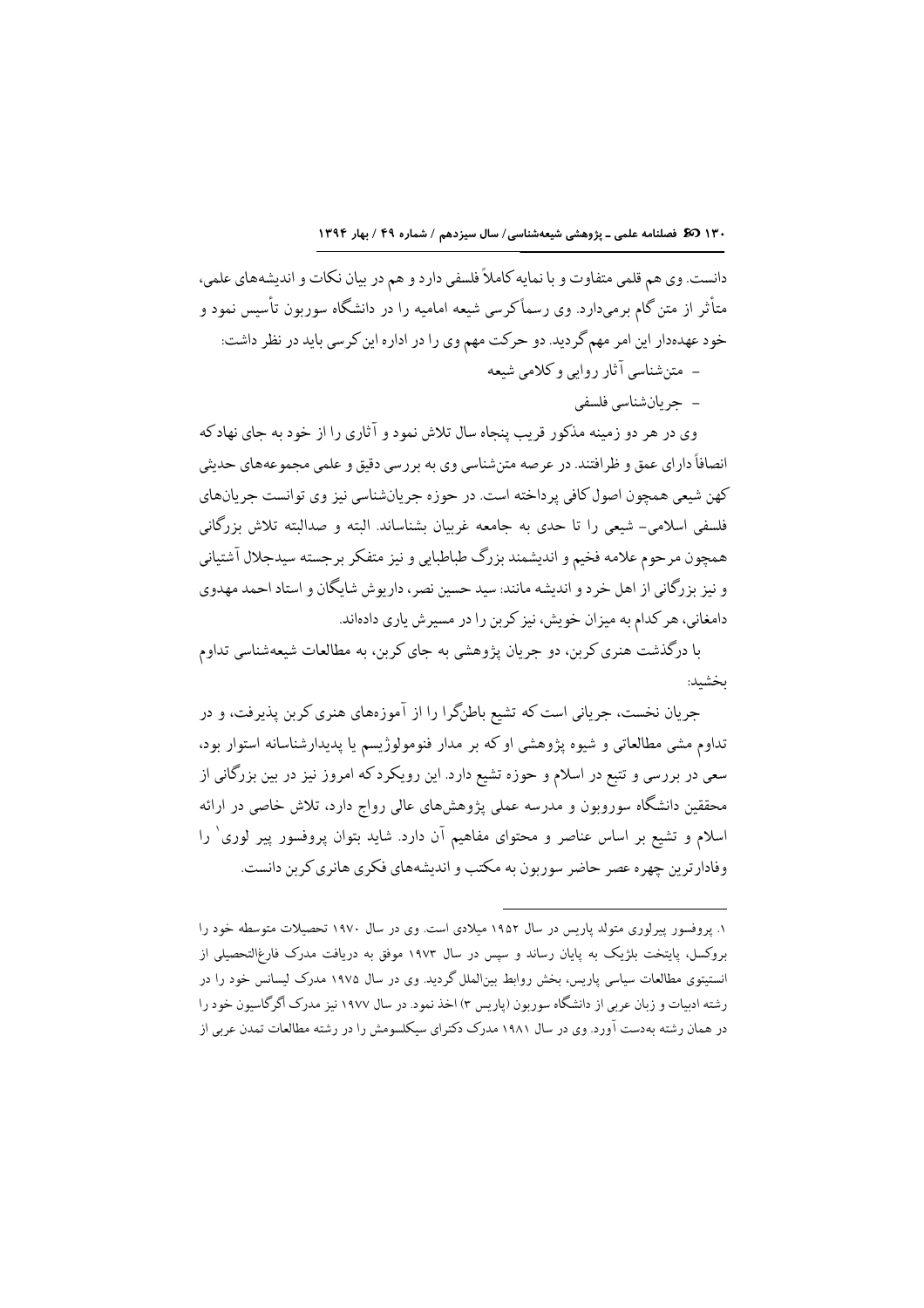دانست. وی هم قلمی متفاوت و با نمایه کاملاً فلسفی دارد و هم در بیان نکات و اندیشه‌های علمی، متأثر از متن گام برمی‌دارد. وی رسماً کرسی شیعه امامیه را در دانشگاه سوربون تأسیس نمود و خود عهده‌دار این امر مهم گردید. دو حرکت مهم وی را در اداره این کرسی باید در نظر داشت:

- متن‌شناسی آثار روایی و کلامی شیعه
- جریان‌شناسی فلسفی

وی در هر دو زمینه مذکور قریب پنجاه سال تلاش نمود و آثاری را از خود به جای نهاد که انصافاً دارای عمق و ظرافتند. در عرصه متن‌شناسی وی به بررسی دقیق و علمی مجموعه‌های حدیثی کهن شیعی همچون اصول کافی پرداخته است. در حوزه جریان‌شناسی نیز وی توانست جریان‌های فلسفی اسلامی- شیعی را تا حدی به جامعه غربیان بشناساند. البته و صدالبته تلاش بزرگانی همچون مرحوم علامه فخیم و اندیشمند بزرگ طباطبایی و نیز متفکر برجسته سیدجلال آشتیانی و نیز بزرگانی از اهل خرد و اندیشه مانند: سید حسین نصر، داریوش شایگان و استاد احمد مهدوی دامغانی، هر کدام به میزان خویش، نیز کربن را در مسیرش یاری داده‌اند.

با درگذشت هنری کربن، دو جریان پژوهشی به جای کربن، به مطالعات شیعه‌شناسی تداوم بخشید:

جریان نخست، جریانی است که تشیع باطن‌گرا را از آموزه‌های هنری کربن پذیرفت، و در تداوم مشی مطالعاتی و شیوه پژوهشی او که بر مدار فنومولوژیسم یا پدیدارشناسانه استوار بود، سعی در بررسی و تتبع در اسلام و حوزه تشیع دارد. این رویکرد که امروز نیز در بین بزرگانی از محققین دانشگاه سوروبون و مدرسه عملی پژوهش‌های عالی رواج دارد، تلاش خاصی در ارائه اسلام و تشیع بر اساس عناصر و محتوای مفاهیم آن دارد. شاید بتوان پروفسور پیر لوری[1] را وفادارترین چهره عصر حاضر سوربون به مکتب و اندیشه‌های فکری هانری کربن دانست.

---

۱. پروفسور پیرلوری متولد پاریس در سال ۱۹۵۲ میلادی است. وی در سال ۱۹۷۰ تحصیلات متوسطه خود را بروکسل، پایتخت بلژیک به پایان رساند و سپس در سال ۱۹۷۳ موفق به دریافت مدرک فارغ‌التحصیلی از انستیتوی مطالعات سیاسی پاریس، بخش روابط بین‌الملل گردید. وی در سال ۱۹۷۵ مدرک لیسانس خود را در رشته ادبیات و زبان عربی از دانشگاه سوربون (پاریس ۳) اخذ نمود. در سال ۱۹۷۷ نیز مدرک اگرگاسیون خود را در همان رشته به‌دست آورد. وی در سال ۱۹۸۱ مدرک دکترای سیکلسومش را در رشته مطالعات تمدن عربی از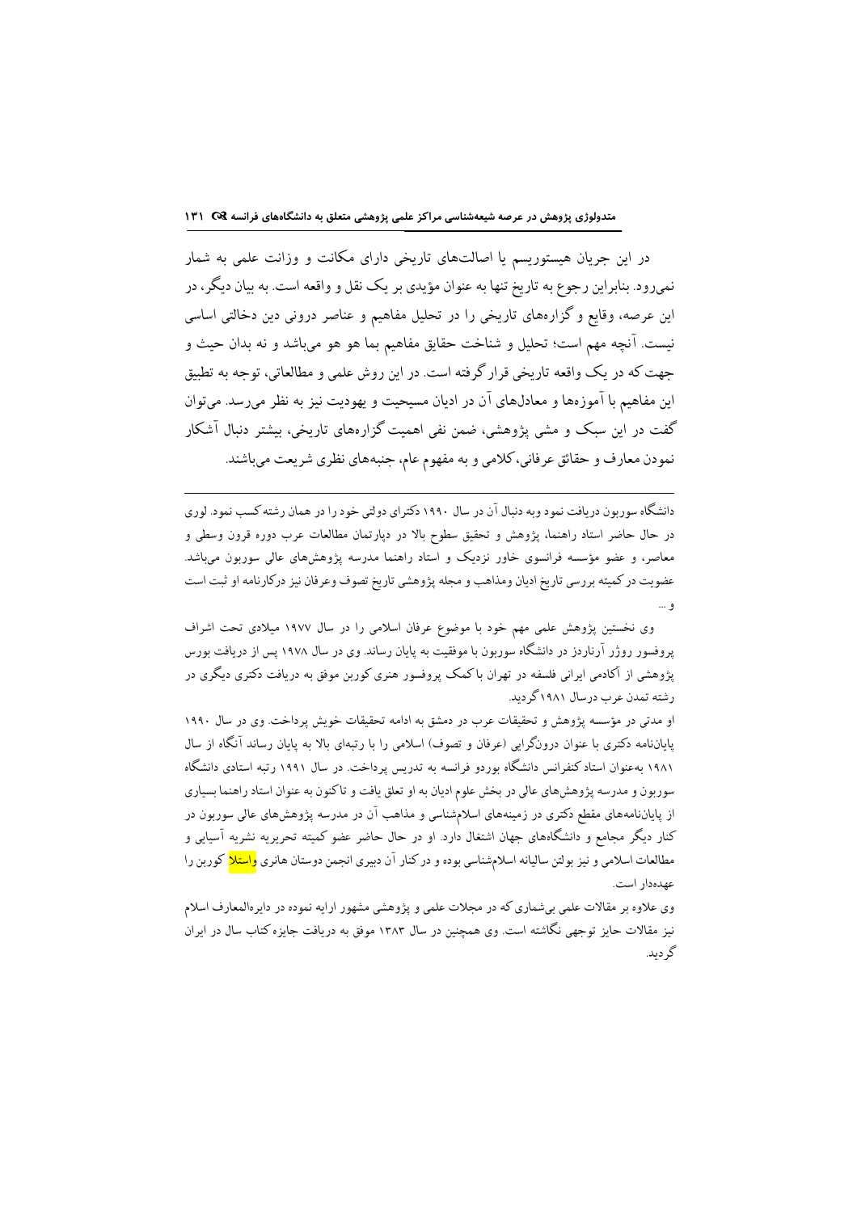در این جریان هیستوریسم یا اصالت‌های تاریخی دارای مکانت و وزانت علمی به شمار نمی‌رود. بنابراین رجوع به تاریخ تنها به عنوان مؤیدی بر یک نقل و واقعه است. به بیان دیگر، در این عرصه، وقایع و گزاره‌های تاریخی را در تحلیل مفاهیم و عناصر درونی دین دخالتی اساسی نیست. آنچه مهم است؛ تحلیل و شناخت حقایق مفاهیم بما هو هو می‌باشد و نه بدان حیث و جهت که در یک واقعه تاریخی قرارگرفته است. در این روش علمی و مطالعاتی، توجه به تطبیق این مفاهیم با آموزه‌ها و معادل‌های آن در ادیان مسیحیت و یهودیت نیز به نظر می‌رسد. می‌توان گفت در این سبک و مشی پژوهشی، ضمن نفی اهمیت گزاره‌های تاریخی، بیشتر دنبال آشکار نمودن معارف و حقائق عرفانی، کلامی و به مفهوم عام، جنبه‌های نظری شریعت می‌باشند.

---

دانشگاه سوربون دریافت نمود وبه دنبال آن در سال ۱۹۹۰ دکترای دولتی خود را در همان رشته کسب نمود. لوری در حال حاضر استاد راهنما، پژوهش و تحقیق سطوح بالا در دپارتمان مطالعات عرب دوره قرون وسطی و معاصر، و عضو مؤسسه فرانسوی خاور نزدیک و استاد راهنما مدرسه پژوهش‌های عالی سوربون می‌باشد. عضویت درکمیته بررسی تاریخ ادیان ومذاهب و مجله پژوهشی تاریخ تصوف وعرفان نیز درکارنامه او ثبت است و ...

وی نخستین پژوهش علمی مهم خود با موضوع عرفان اسلامی را در سال ۱۹۷۷ میلادی تحت اشراف پروفسور روژر آرناردز در دانشگاه سوربون با موفقیت به پایان رساند. وی در سال ۱۹۷۸ پس از دریافت بورس پژوهشی از آکادمی ایرانی فلسفه در تهران باکمک پروفسور هنری کوربن موفق به دریافت دکتری دیگری در رشته تمدن عرب درسال ۱۹۸۱ گردید.

او مدتی در مؤسسه پژوهش و تحقیقات عرب در دمشق به ادامه تحقیقات خویش پرداخت. وی در سال ۱۹۹۰ پایان‌نامه دکتری با عنوان درونگرایی (عرفان و تصوف) اسلامی را با رتبه‌ای بالا به پایان رساند آنگاه از سال ۱۹۸۱ به‌عنوان استاد کنفرانس دانشگاه بوردو فرانسه به تدریس پرداخت. در سال ۱۹۹۱ رتبه استادی دانشگاه سوربون و مدرسه پژوهش‌های عالی در بخش علوم ادیان به او تعلق یافت و تاکنون به عنوان استاد راهنما بسیاری از پایان‌نامه‌های مقطع دکتری در زمینه‌های اسلام‌شناسی و مذاهب آن در مدرسه پژوهش‌های عالی سوربون در کنار دیگر مجامع و دانشگاه‌های جهان اشتغال دارد. او در حال حاضر عضو کمیته تحریریه نشریه آسیایی و مطالعات اسلامی و نیز بولتن سالیانه اسلام‌شناسی بوده و درکنار آن دبیری انجمن دوستان هانری واستلا کوربن را عهده‌دار است.

وی علاوه بر مقالات علمی بی‌شماری که در مجلات علمی و پژوهشی مشهور ارایه نموده در دایره‌المعارف اسلام نیز مقالات حایز توجهی نگاشته است. وی همچنین در سال ۱۳۸۳ موفق به دریافت جایزه کتاب سال در ایران گردید.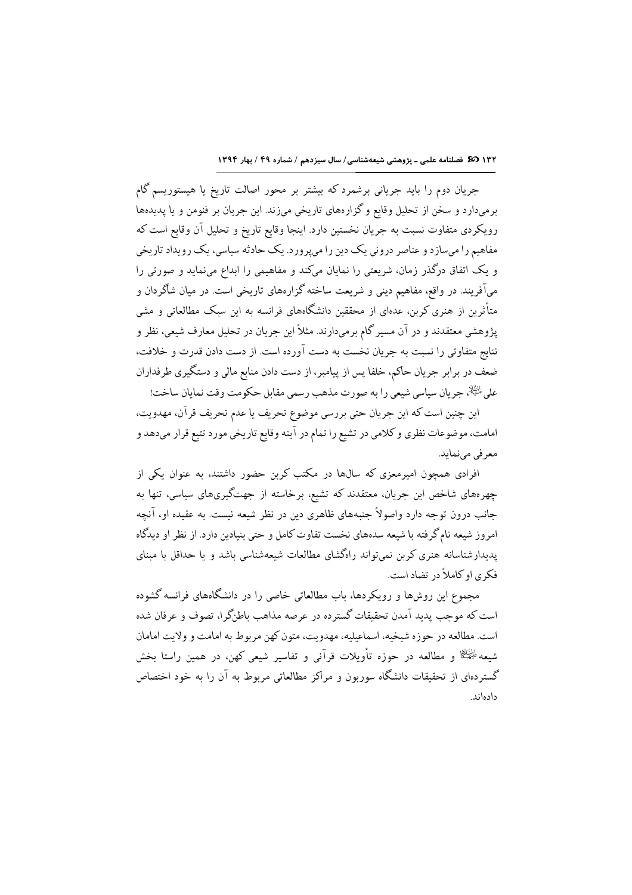جریان دوم را باید جریانی برشمرد که بیشتر بر محور اصالت تاریخ یا هیستوریسم گام برمی‌دارد و سخن از تحلیل وقایع و گزاره‌های تاریخی می‌زند. این جریان بر فنومن و یا پدیده‌ها رویکردی متفاوت نسبت به جریان نخستین دارد. اینجا وقایع تاریخ و تحلیل آن وقایع است که مفاهیم را می‌سازد و عناصر درونی یک دین را می‌پرورد. یک حادثه سیاسی، یک رویداد تاریخی و یک اتفاق درگذر زمان، شریعتی را نمایان می‌کند و مفاهیمی را ابداع می‌نماید و صورتی را می‌آفریند. در واقع، مفاهیم دینی و شریعت ساخته گزاره‌های تاریخی است. در میان شاگردان و متأثرین از هنری کربن، عده‌ای از محققین دانشگاه‌های فرانسه به این سبک مطالعاتی و مشی پژوهشی معتقدند و در آن مسیر گام برمی‌دارند. مثلاً این جریان در تحلیل معارف شیعی، نظر و نتایج متفاوتی را نسبت به جریان نخست به دست آورده است. از دست دادن قدرت و خلافت، ضعف در برابر جریان حاکم، خلفا پس از پیامبر، از دست دادن منابع مالی و دستگیری طرفداران علی عليه السلام، جریان سیاسی شیعی را به صورت مذهب رسمی مقابل حکومت وقت نمایان ساخت!

این چنین است که این جریان حتی بررسی موضوع تحریف یا عدم تحریف قرآن، مهدویت، امامت، موضوعات نظری و کلامی در تشیع را تمام در آینه وقایع تاریخی مورد تتبع قرار می‌دهد و معرفی می‌نماید.

افرادی همچون امیرمعزی که سال‌ها در مکتب کربن حضور داشتند، به عنوان یکی از چهره‌های شاخص این جریان، معتقدند که تشیع، برخاسته از جهت‌گیری‌های سیاسی، تنها به جانب درون توجه دارد واصولاً جنبه‌های ظاهری دین در نظر شیعه نیست. به عقیده او، آنچه امروز شیعه نام‌گرفته با شیعه سده‌های نخست تفاوت کامل و حتی بنیادین دارد. از نظر او دیدگاه پدیدارشناسانه هنری کربن نمی‌تواند راهگشای مطالعات شیعه‌شناسی باشد و یا حداقل با مبنای فکری او کاملاً در تضاد است.

مجموع این روش‌ها و رویکردها، باب مطالعاتی خاصی را در دانشگاه‌های فرانسه گشوده است که موجب پدید آمدن تحقیقات گسترده در عرصه مذاهب باطن‌گرا، تصوف و عرفان شده است. مطالعه در حوزه شیخیه، اسماعیلیه، مهدویت، متون کهن مربوط به امامت و ولایت امامان شیعه عليهم السلام و مطالعه در حوزه تأویلات قرآنی و تفاسیر شیعی کهن، در همین راستا بخش گسترده‌ای از تحقیقات دانشگاه سوربون و مراکز مطالعاتی مربوط به آن را به خود اختصاص داده‌اند.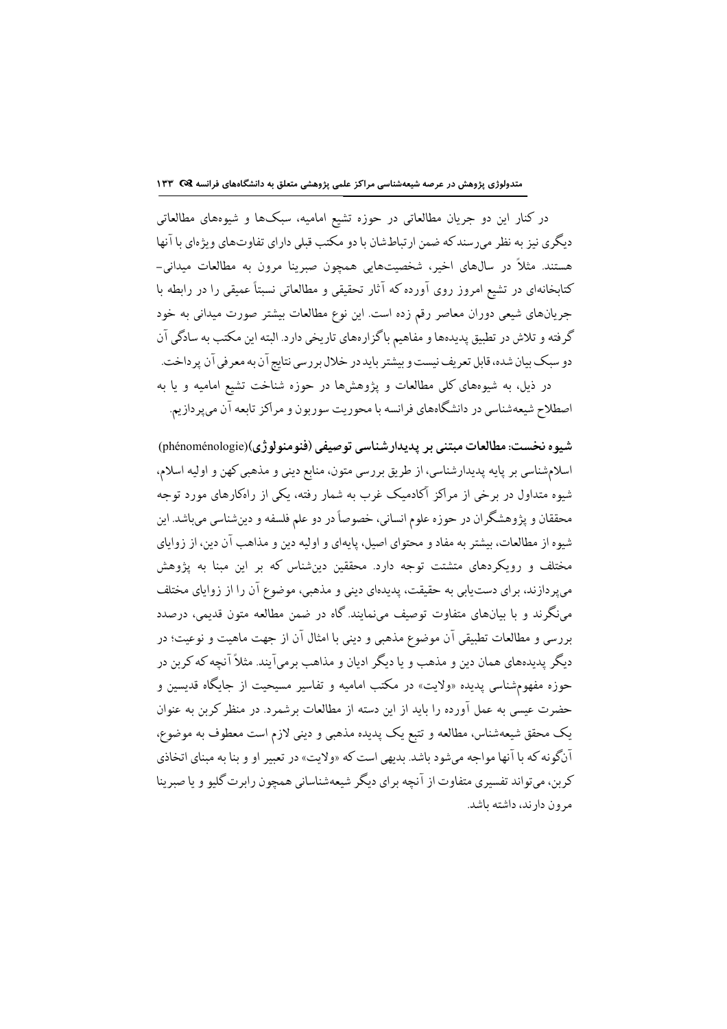در کنار این دو جریان مطالعاتی در حوزه تشیع امامیه، سبک‌ها و شیوه‌های مطالعاتی دیگری نیز به نظر می‌رسند که ضمن ارتباط‌شان با دو مکتب قبلی دارای تفاوت‌های ویژه‌ای با آنها هستند. مثلاً در سال‌های اخیر، شخصیت‌هایی همچون صبرینا مرون به مطالعات میدانی-کتابخانه‌ای در تشیع امروز روی آورده که آثار تحقیقی و مطالعاتی نسبتاً عمیقی را در رابطه با جریان‌های شیعی دوران معاصر رقم زده است. این نوع مطالعات بیشتر صورت میدانی به خود گرفته و تلاش در تطبیق پدیده‌ها و مفاهیم با گزاره‌های تاریخی دارد. البته این مکتب به سادگی آن دو سبک بیان شده، قابل تعریف نیست و بیشتر باید در خلال بررسی نتایج آن به معرفی آن پرداخت.

در ذیل، به شیوه‌های کلی مطالعات و پژوهش‌ها در حوزه شناخت تشیع امامیه و یا به اصطلاح شیعه‌شناسی در دانشگاه‌های فرانسه با محوریت سوربون و مراکز تابعه آن می‌پردازیم.

**شیوه نخست: مطالعات مبتنی بر پدیدارشناسی توصیفی (فنومنولوژی)(phénoménologie)**

اسلام‌شناسی بر پایه پدیدارشناسی، از طریق بررسی متون، منابع دینی و مذهبی کهن و اولیه اسلام، شیوه متداول در برخی از مراکز آکادمیک غرب به شمار رفته، یکی از راهکارهای مورد توجه محققان و پژوهشگران در حوزه علوم انسانی، خصوصاً در دو علم فلسفه و دین‌شناسی می‌باشد. این شیوه از مطالعات، بیشتر به مفاد و محتوای اصیل، پایه‌ای و اولیه دین و مذاهب آن دین، از زوایای مختلف و رویکردهای متشتت توجه دارد. محققین دین‌شناس که بر این مبنا به پژوهش می‌پردازند، برای دست‌یابی به حقیقت، پدیده‌ای دینی و مذهبی، موضوع آن را از زوایای مختلف می‌نگرند و با بیان‌های متفاوت توصیف می‌نمایند. گاه در ضمن مطالعه متون قدیمی، درصدد بررسی و مطالعات تطبیقی آن موضوع مذهبی و دینی با امثال آن از جهت ماهیت و نوعیت؛ در دیگر پدیده‌های همان دین و مذهب و یا دیگر ادیان و مذاهب برمی‌آیند. مثلاً آنچه که کربن در حوزه مفهوم‌شناسی پدیده «ولایت» در مکتب امامیه و تفاسیر مسیحیت از جایگاه قدیسین و حضرت عیسی به عمل آورده را باید از این دسته از مطالعات برشمرد. در منظر کربن به عنوان یک محقق شیعه‌شناس، مطالعه و تتبع یک پدیده مذهبی و دینی لازم است معطوف به موضوع، آن‌گونه که با آنها مواجه می‌شود باشد. بدیهی است که «ولایت» در تعبیر او و بنا به مبنای اتخاذی کربن، می‌تواند تفسیری متفاوت از آنچه برای دیگر شیعه‌شناسانی همچون رابرت گلیو و یا صبرینا مرون دارند، داشته باشد.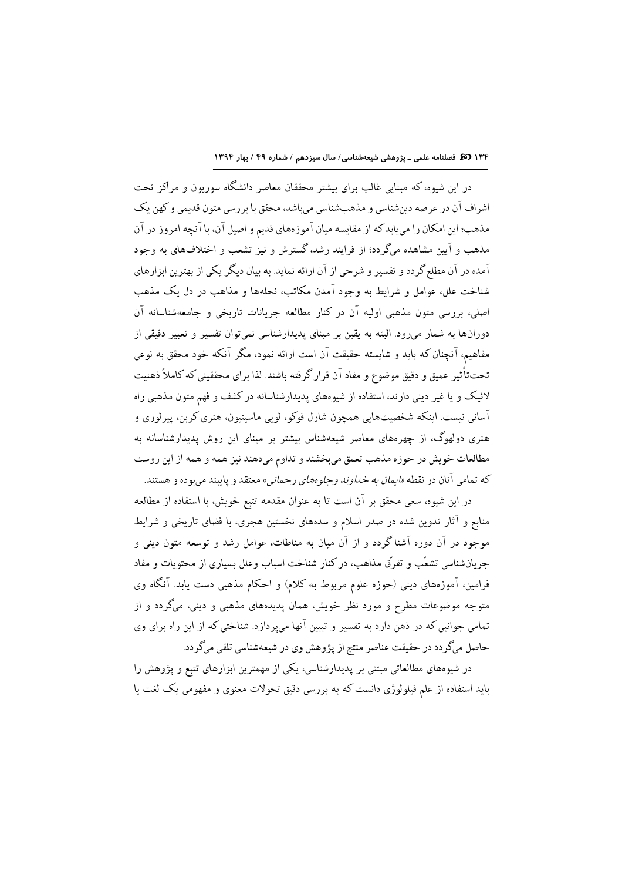در این شیوه، که مبنایی غالب برای بیشتر محققان معاصر دانشگاه سوربون و مراکز تحت اشراف آن در عرصه دین‌شناسی و مذهب‌شناسی می‌باشد، محقق با بررسی متون قدیمی و کهن یک مذهب؛ این امکان را می‌یابد که از مقایسه میان آموزه‌های قدیم و اصیل آن، با آنچه امروز در آن مذهب و آیین مشاهده می‌گردد؛ از فرایند رشد، گسترش و نیز تشعب و اختلاف‌های به وجود آمده در آن مطلع گردد و تفسیر و شرحی از آن ارائه نماید. به بیان دیگر یکی از بهترین ابزارهای شناخت علل، عوامل و شرایط به وجود آمدن مکاتب، نحله‌ها و مذاهب در دل یک مذهب اصلی، بررسی متون مذهبی اولیه آن در کنار مطالعه جریانات تاریخی و جامعه‌شناسانه آن دوران‌ها به شمار می‌رود. البته به یقین بر مبنای پدیدارشناسی نمی‌توان تفسیر و تعبیر دقیقی از مفاهیم، آنچنان که باید و شایسته حقیقت آن است ارائه نمود، مگر آنکه خود محقق به نوعی تحت‌تأثیر عمیق و دقیق موضوع و مفاد آن قرار گرفته باشند. لذا برای محققینی که کاملاً ذهنیت لائیک و یا غیر دینی دارند، استفاده از شیوه‌های پدیدارشناسانه در کشف و فهم متون مذهبی راه آسانی نیست. اینکه شخصیت‌هایی همچون شارل فوکو، لویی ماسینیون، هنری کربن، پیرلوری و هنری دولهوگ، از چهره‌های معاصر شیعه‌شناس بیشتر بر مبنای این روش پدیدارشناسانه به مطالعات خویش در حوزه مذهب تعمق می‌بخشند و تداوم می‌دهند نیز همه و همه از این روست که تمامی آنان در نقطه «*ایمان به خداوند وجلوه‌های رحمانی*» معتقد و پایبند می‌بوده و هستند.

در این شیوه، سعی محقق بر آن است تا به عنوان مقدمه تتبع خویش، با استفاده از مطالعه منابع و آثار تدوین شده در صدر اسلام و سده‌های نخستین هجری، با فضای تاریخی و شرایط موجود در آن دوره آشنا گردد و از آن میان به مناطات، عوامل رشد و توسعه متون دینی و جریان‌شناسی تشعّب و تفرّق مذاهب، در کنار شناخت اسباب وعلل بسیاری از محتویات و مفاد فرامین، آموزه‌های دینی (حوزه علوم مربوط به کلام) و احکام مذهبی دست یابد. آنگاه وی متوجه موضوعات مطرح و مورد نظر خویش، همان پدیده‌های مذهبی و دینی، می‌گردد و از تمامی جوانبی که در ذهن دارد به تفسیر و تبیین آنها می‌پردازد. شناختی که از این راه برای وی حاصل می‌گردد در حقیقت عناصر منتج از پژوهش وی در شیعه‌شناسی تلقی می‌گردد.

در شیوه‌های مطالعاتی مبتنی بر پدیدارشناسی، یکی از مهمترین ابزارهای تتبع و پژوهش را باید استفاده از علم فیلولوژی دانست که به بررسی دقیق تحولات معنوی و مفهومی یک لغت یا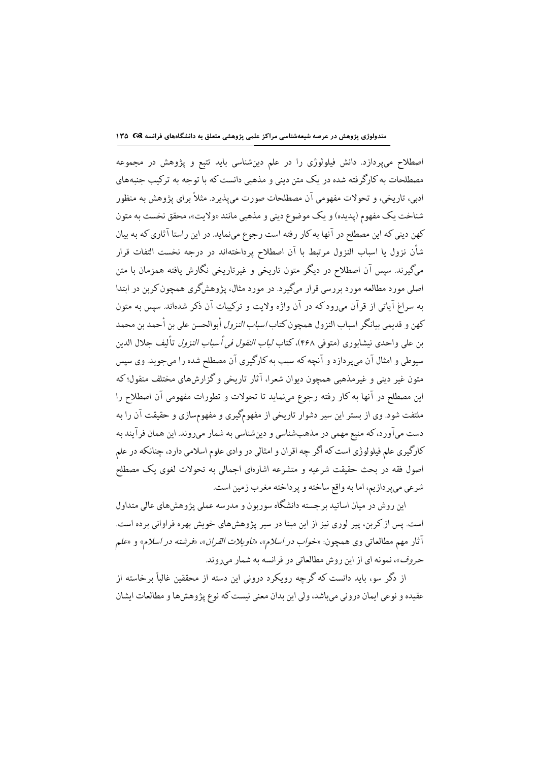اصطلاح می‌پردازد. دانش فیلولوژی را در علم دین‌شناسی باید تتبع و پژوهش در مجموعه مصطلحات به کارگرفته شده در یک متن دینی و مذهبی دانست که با توجه به ترکیب جنبه‌های ادبی، تاریخی، و تحولات مفهومی آن مصطلحات صورت می‌پذیرد. مثلاً برای پژوهش به منظور شناخت یک مفهوم (پدیده) و یک موضوع دینی و مذهبی مانند «ولایت»، محقق نخست به متون کهن دینی که این مصطلح در آنها به کار رفته است رجوع می‌نماید. در این راستا آثاری که به بیان شأن نزول یا اسباب النزول مرتبط با آن اصطلاح پرداخته‌اند در درجه نخست التفات قرار می‌گیرند. سپس آن اصطلاح در دیگر متون تاریخی و غیرتاریخی نگارش یافته همزمان با متن اصلی مورد مطالعه مورد بررسی قرار می‌گیرد. در مورد مثال، پژوهشگری همچون کربن در ابتدا به سراغ آیاتی از قرآن می‌رود که در آن واژه ولایت و ترکیبات آن ذکر شده‌اند. سپس به متون کهن و قدیمی بیانگر اسباب النزول همچون کتاب *اسباب النزول* أبوالحسن علی بن أحمد بن محمد بن علی واحدی نیشابوری (متوفی ۴۶۸)، کتاب *لباب النقول فی أسباب النزول* تألیف جلال الدین سیوطی و امثال آن می‌پردازد و آنچه که سبب به کارگیری آن مصطلح شده را می‌جوید. وی سپس متون غیر دینی و غیرمذهبی همچون دیوان شعرا، آثار تاریخی و گزارش‌های مختلف منقول؛ که این مصطلح در آنها به کار رفته رجوع می‌نماید تا تحولات و تطورات مفهومی آن اصطلاح را ملتفت شود. وی از بستر این سیر دشوار تاریخی از مفهوم‌گیری و مفهوم‌سازی و حقیقت آن را به دست می‌آورد، که منبع مهمی در مذهب‌شناسی و دین‌شناسی به شمار می‌روند. این همان فرآیند به کارگیری علم فیلولوژی است که اگر چه اقران و امثالی در وادی علوم اسلامی دارد، چنانکه در علم اصول فقه در بحث حقیقت شرعیه و متشرعه اشاره‌ای اجمالی به تحولات لغوی یک مصطلح شرعی می‌پردازیم، اما به واقع ساخته و پرداخته مغرب زمین است.

این روش در میان اساتید برجسته دانشگاه سوربون و مدرسه عملی پژوهش‌های عالی متداول است. پس از کربن، پیر لوری نیز از این مبنا در سیر پژوهش‌های خویش بهره فراوانی برده است. آثار مهم مطالعاتی وی همچون: «*خواب در اسلام*»، «*تاویلات القران*»، «*فرشته در اسلام*» و «*علم حروف*»، نمونه ای از این روش مطالعاتی در فرانسه به شمار می‌روند.

از دگر سو، باید دانست که گرچه رویکرد درونی این دسته از محققین غالباً برخاسته از عقیده و نوعی ایمان درونی می‌باشد، ولی این بدان معنی نیست که نوع پژوهش‌ها و مطالعات ایشان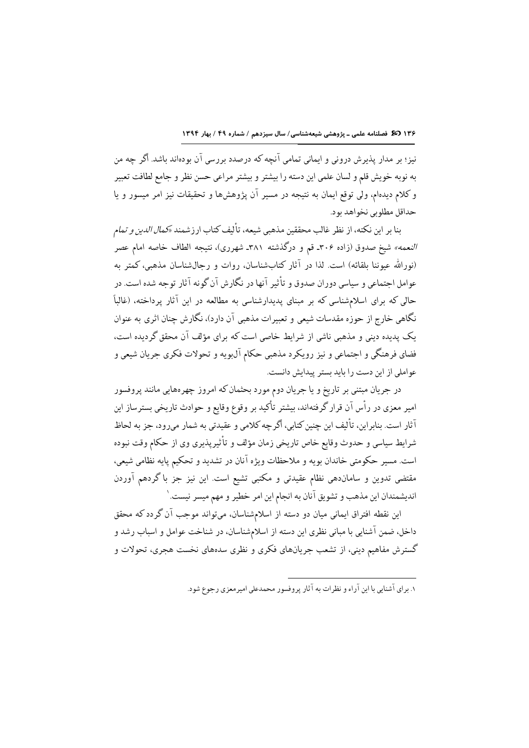نیز؛ بر مدار پذیرش درونی و ایمانی تمامی آنچه که درصدد بررسی آن بوده‌اند باشد. اگر چه من به نوبه خویش قلم و لسان علمی این دسته را بیشتر و بیشتر مراعی حسن نظر و جامع لطافت تعبیر و کلام دیده‌ام، ولی توقع ایمان به نتیجه در مسیر آن پژوهش‌ها و تحقیقات نیز امر میسور و یا حداقل مطلوبی نخواهد بود.

بنا بر این نکته، از نظر غالب محققین مذهبی شیعه، تألیف کتاب ارزشمند «*کمال الدین و تمام النعمه*» شیخ صدوق (زاده ۳۰۶ـ قم و درگذشته ۳۸۱ـ شهری)، نتیجه الطاف خاصه امام عصر (نورالله عیوننا بلقائه) است. لذا در آثار کتاب‌شناسان، روات و رجال‌شناسان مذهبی، کمتر به عوامل اجتماعی و سیاسی دوران صدوق و تأثیر آنها در نگارش آن گونه آثار توجه شده است. در حالی که برای اسلام‌شناسی که بر مبنای پدیدارشناسی به مطالعه در این آثار پرداخته، (غالباً نگاهی خارج از حوزه مقدسات شیعی و تعبیرات مذهبی آن دارد)، نگارش چنان اثری به عنوان یک پدیده دینی و مذهبی ناشی از شرایط خاصی است که برای مؤلف آن محقق گردیده است، فضای فرهنگی و اجتماعی و نیز رویکرد مذهبی حکام آل‌بویه و تحولات فکری جریان شیعی و عواملی از این دست را باید بستر پیدایش دانست.

در جریان مبتنی بر تاریخ و یا جریان دوم مورد بحث‌مان که امروز چهره‌هایی مانند پروفسور امیر معزی در رأس آن قرار گرفته‌اند، بیشتر تأکید بر وقوع وقایع و حوادث تاریخی بسترساز این آثار است. بنابراین، تألیف این چنین کتابی، اگرچه کلامی و عقیدتی به شمار می‌رود، جز به لحاظ شرایط سیاسی و حدوث وقایع خاص تاریخی زمان مؤلف و تأثیرپذیری وی از حکام وقت نبوده است. مسیر حکومتی خاندان بویه و ملاحظات ویژه آنان در تشدید و تحکیم پایه نظامی شیعی، مقتضی تدوین و سامان‌دهی نظام عقیدتی و مکتبی تشیع است. این نیز جز با گردهم آوردن اندیشمندان این مذهب و تشویق آنان به انجام این امر خطیر و مهم میسر نیست.[1]

این نقطه افتراق ایمانی میان دو دسته از اسلام‌شناسان، می‌تواند موجب آن گردد که محقق داخل، ضمن آشنایی با مبانی نظری این دسته از اسلام‌شناسان، در شناخت عوامل و اسباب رشد و گسترش مفاهیم دینی، از تشعب جریان‌های فکری و نظری سده‌های نخست هجری، تحولات و

---

۱. برای آشنایی با این آراء و نظرات به آثار پروفسور محمدعلی امیرمعزی رجوع شود.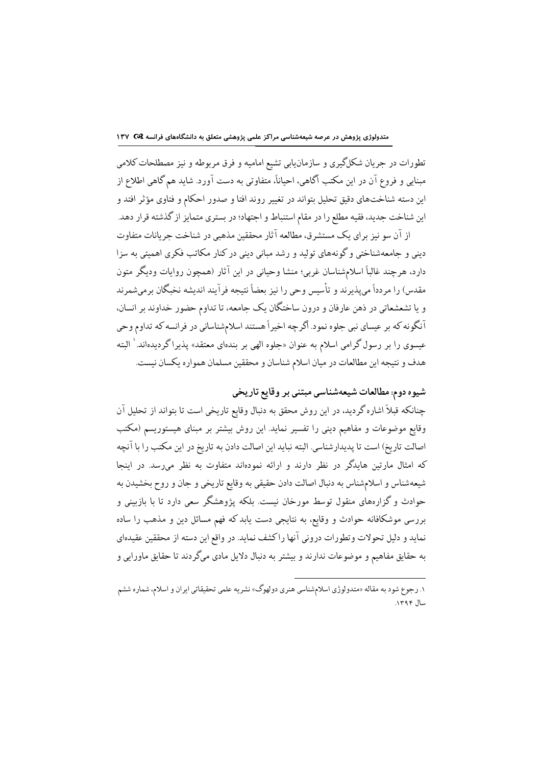تطورات در جریان شکل‌گیری و سازمان‌یابی تشیع امامیه و فرق مربوطه و نیز مصطلحات کلامی مبنایی و فروع آن در این مکتب آگاهی، احیاناً، متفاوتی به دست آورد. شاید هم گاهی اطلاع از این دسته شناخت‌های دقیق تحلیل بتواند در تغییر روند افتا و صدور احکام و فتاوی مؤثر افتد و این شناخت جدید، فقیه مطلع را در مقام استنباط و اجتهاد؛ در بستری متمایز از گذشته قرار دهد.

از آن سو نیز برای یک مستشرق، مطالعه آثار محققین مذهبی در شناخت جریانات متفاوت دینی و جامعه‌شناختی و گونه‌های تولید و رشد مبانی دینی در کنار مکاتب فکری اهمیتی به سزا دارد، هرچند غالباً اسلام‌شناسان غربی؛ منشا وحیانی در این آثار (همچون روایات ودیگر متون مقدس) را مردداً می‌پذیرند و تأسیس وحی را نیز بعضاً نتیجه فرآیند اندیشه نخبگان برمی‌شمرند و یا تشعشعاتی در ذهن عارفان و درون ساختگان یک جامعه، تا تداوم حضور خداوند بر انسان، آنگونه که بر عیسای نبی جلوه نمود. اگرچه اخیراً هستند اسلام‌شناسانی در فرانسه که تداوم وحی عیسوی را بر رسول گرامی اسلام به عنوان «جلوه الهی بر بنده‌ای معتقد» پذیرا گردیده‌اند.[1] البته هدف و نتیجه این مطالعات در میان اسلام شناسان و محققین مسلمان همواره یکسان نیست.

### شیوه دوم: مطالعات شیعه‌شناسی مبتنی بر وقایع تاریخی

چنانکه قبلاً اشاره گردید، در این روش محقق به دنبال وقایع تاریخی است تا بتواند از تحلیل آن وقایع موضوعات و مفاهیم دینی را تفسیر نماید. این روش بیشتر بر مبنای هیستوریسم (مکتب اصالت تاریخ) است تا پدیدارشناسی. البته نباید این اصالت دادن به تاریخ در این مکتب را با آنچه که امثال مارتین هایدگر در نظر دارند و ارائه نموده‌اند متفاوت به نظر می‌رسد. در اینجا شیعه‌شناس و اسلام‌شناس به دنبال اصالت دادن حقیقی به وقایع تاریخی و جان و روح بخشیدن به حوادث و گزاره‌های منقول توسط مورخان نیست. بلکه پژوهشگر سعی دارد تا با بازبینی و بررسی موشکافانه حوادث و وقایع، به نتایجی دست یابد که فهم مسائل دین و مذهب را ساده نماید و دلیل تحولات وتطورات درونی آنها را کشف نماید. در واقع این دسته از محققین عقیده‌ای به حقایق مفاهیم و موضوعات ندارند و بیشتر به دنبال دلایل مادی می‌گردند تا حقایق ماورایی و

---

۱. رجوع شود به مقاله «متدولوژی اسلام‌شناسی هنری دولهوگ» نشریه علمی تحقیقاتی ایران و اسلام، شماره ششم سال ۱۳۹۴.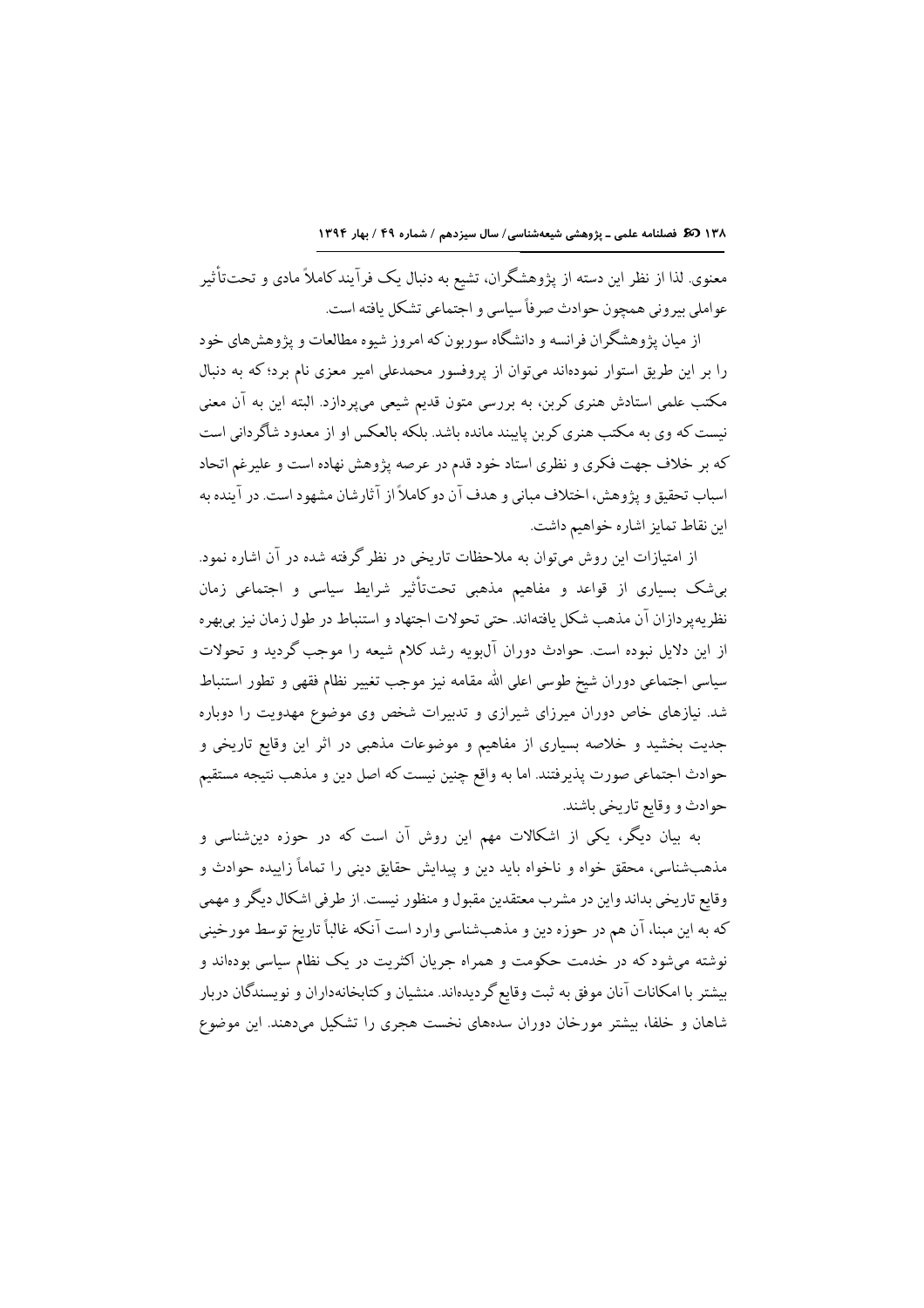معنوی. لذا از نظر این دسته از پژوهشگران، تشیع به دنبال یک فرآیند کاملاً مادی و تحت‌تأثیر عواملی بیرونی همچون حوادث صرفاً سیاسی و اجتماعی تشکل یافته است.

از میان پژوهشگران فرانسه و دانشگاه سوربون که امروز شیوه مطالعات و پژوهش‌های خود را بر این طریق استوار نموده‌اند می‌توان از پروفسور محمدعلی امیر معزی نام برد؛ که به دنبال مکتب علمی استادش هنری کربن، به بررسی متون قدیم شیعی می‌پردازد. البته این به آن معنی نیست که وی به مکتب هنری کربن پایبند مانده باشد. بلکه بالعکس او از معدود شاگردانی است که بر خلاف جهت فکری و نظری استاد خود قدم در عرصه پژوهش نهاده است و علیرغم اتحاد اسباب تحقیق و پژوهش، اختلاف مبانی و هدف آن دو کاملاً از آثارشان مشهود است. در آینده به این نقاط تمایز اشاره خواهیم داشت.

از امتیازات این روش می‌توان به ملاحظات تاریخی در نظر گرفته شده در آن اشاره نمود. بی‌شک بسیاری از قواعد و مفاهیم مذهبی تحت‌تأثیر شرایط سیاسی و اجتماعی زمان نظریه‌پردازان آن مذهب شکل یافته‌اند. حتی تحولات اجتهاد و استنباط در طول زمان نیز بی‌بهره از این دلایل نبوده است. حوادث دوران آل‌بویه رشد کلام شیعه را موجب گردید و تحولات سیاسی اجتماعی دوران شیخ طوسی اعلی الله مقامه نیز موجب تغییر نظام فقهی و تطور استنباط شد. نیازهای خاص دوران میرزای شیرازی و تدبیرات شخص وی موضوع مهدویت را دوباره جدیت بخشید و خلاصه بسیاری از مفاهیم و موضوعات مذهبی در اثر این وقایع تاریخی و حوادث اجتماعی صورت پذیرفتند. اما به واقع چنین نیست که اصل دین و مذهب نتیجه مستقیم حوادث و وقایع تاریخی باشند.

به بیان دیگر، یکی از اشکالات مهم این روش آن است که در حوزه دین‌شناسی و مذهب‌شناسی، محقق خواه و ناخواه باید دین و پیدایش حقایق دینی را تماماً زاییده حوادث و وقایع تاریخی بداند واین در مشرب معتقدین مقبول و منظور نیست. از طرفی اشکال دیگر و مهمی که به این مبنا، آن هم در حوزه دین و مذهب‌شناسی وارد است آنکه غالباً تاریخ توسط مورخینی نوشته می‌شود که در خدمت حکومت و همراه جریان اکثریت در یک نظام سیاسی بوده‌اند و بیشتر با امکانات آنان موفق به ثبت وقایع گردیده‌اند. منشیان و کتابخانه‌داران و نویسندگان دربار شاهان و خلفا، بیشتر مورخان دوران سده‌های نخست هجری را تشکیل می‌دهند. این موضوع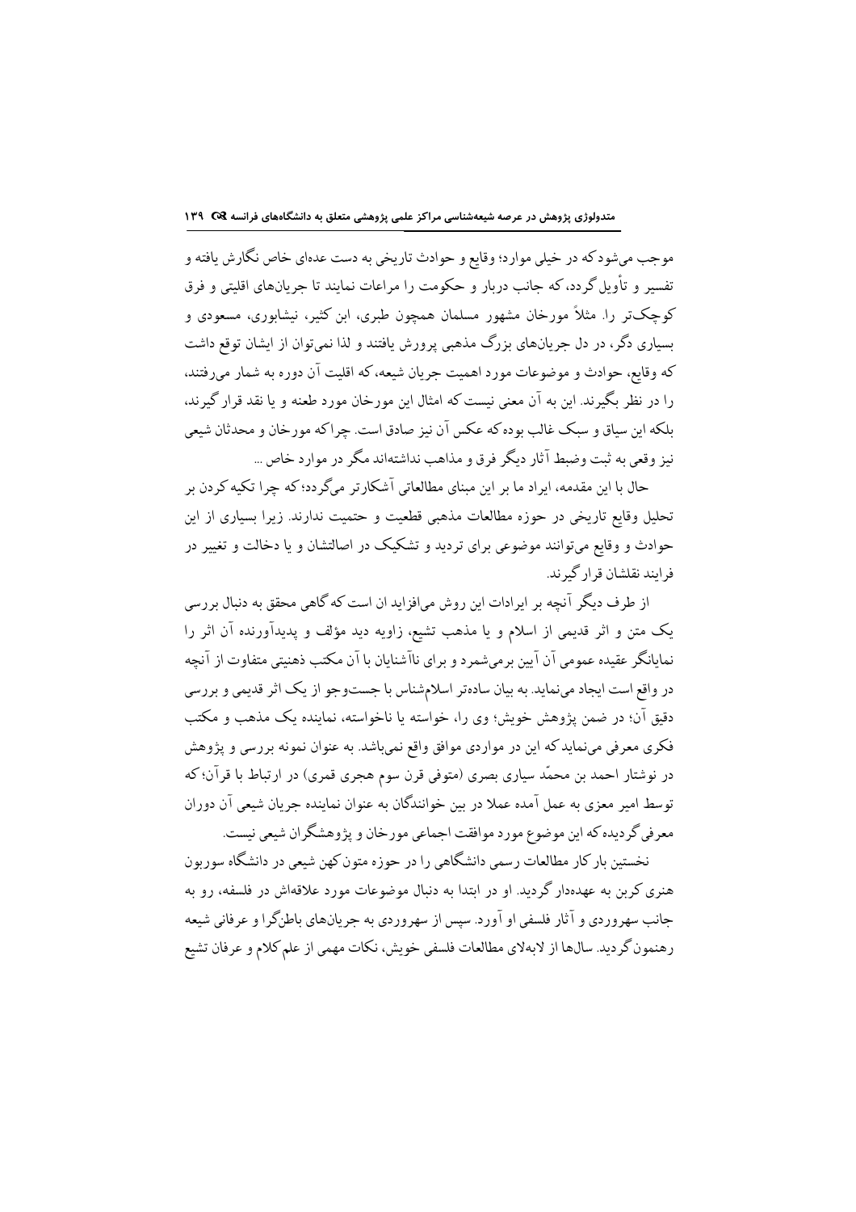موجب می‌شود که در خیلی موارد؛ وقایع و حوادث تاریخی به دست عده‌ای خاص نگارش یافته و تفسیر و تأویل گردد، که جانب دربار و حکومت را مراعات نمایند تا جریان‌های اقلیتی و فرق کوچک‌تر را. مثلاً مورخان مشهور مسلمان همچون طبری، ابن کثیر، نیشابوری، مسعودی و بسیاری دگر، در دل جریان‌های بزرگ مذهبی پرورش یافتند و لذا نمی‌توان از ایشان توقع داشت که وقایع، حوادث و موضوعات مورد اهمیت جریان شیعه، که اقلیت آن دوره به شمار می‌رفتند، را در نظر بگیرند. این به آن معنی نیست که امثال این مورخان مورد طعنه و یا نقد قرار گیرند، بلکه این سیاق و سبک غالب بوده که عکس آن نیز صادق است. چراکه مورخان و محدثان شیعی نیز وقعی به ثبت وضبط آثار دیگر فرق و مذاهب نداشته‌اند مگر در موارد خاص ...

حال با این مقدمه، ایراد ما بر این مبنای مطالعاتی آشکارتر می‌گردد؛ که چرا تکیه کردن بر تحلیل وقایع تاریخی در حوزه مطالعات مذهبی قطعیت و حتمیت ندارند. زیرا بسیاری از این حوادث و وقایع می‌توانند موضوعی برای تردید و تشکیک در اصالتشان و یا دخالت و تغییر در فرایند نقلشان قرار گیرند.

از طرف دیگر آنچه بر ایرادات این روش می‌افزاید ان است که گاهی محقق به دنبال بررسی یک متن و اثر قدیمی از اسلام و یا مذهب تشیع، زاویه دید مؤلف و پدیدآورنده آن اثر را نمایانگر عقیده عمومی آن آیین برمی‌شمرد و برای ناآشنایان با آن مکتب ذهنیتی متفاوت از آنچه در واقع است ایجاد می‌نماید. به بیان ساده‌تر اسلام‌شناس با جست‌وجو از یک اثر قدیمی و بررسی دقیق آن؛ در ضمن پژوهش خویش؛ وی را، خواسته یا ناخواسته، نماینده یک مذهب و مکتب فکری معرفی می‌نماید که این در مواردی موافق واقع نمی‌باشد. به عنوان نمونه بررسی و پژوهش در نوشتار احمد بن محمّد سیاری بصری (متوفی قرن سوم هجری قمری) در ارتباط با قرآن؛ که توسط امیر معزی به عمل آمده عملا در بین خوانندگان به عنوان نماینده جریان شیعی آن دوران معرفی گردیده که این موضوع مورد موافقت اجماعی مورخان و پژوهشگران شیعی نیست.

نخستین بارکار مطالعات رسمی دانشگاهی را در حوزه متون کهن شیعی در دانشگاه سوربون هنری کربن به عهده‌دار گردید. او در ابتدا به دنبال موضوعات مورد علاقه‌اش در فلسفه، رو به جانب سهروردی و آثار فلسفی او آورد. سپس از سهروردی به جریان‌های باطن‌گرا و عرفانی شیعه رهنمون گردید. سال‌ها از لابه‌لای مطالعات فلسفی خویش، نکات مهمی از علم کلام و عرفان تشیع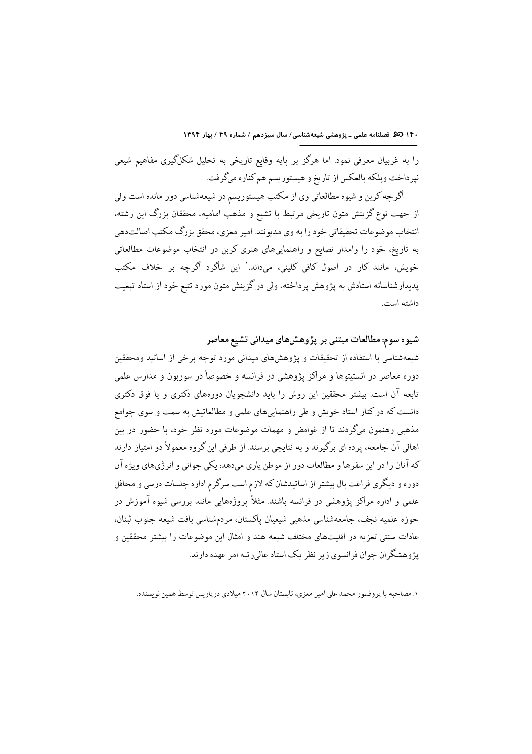را به غربیان معرفی نمود. اما هرگز بر پایه وقایع تاریخی به تحلیل شکل‌گیری مفاهیم شیعی نپرداخت وبلکه بالعکس از تاریخ و هیستوریسم هم‌کناره می‌گرفت.

اگرچه کربن و شیوه مطالعاتی وی از مکتب هیستوریسم در شیعه‌شناسی دور مانده است ولی از جهت نوع گزینش متون تاریخی مرتبط با تشیع و مذهب امامیه، محققان بزرگ این رشته، انتخاب موضوعات تحقیقاتی خود را به وی مدیونند. امیر معزی، محقق بزرگ مکتب اصالت‌دهی به تاریخ، خود را وامدار نصایح و راهنمایی‌های هنری کربن در انتخاب موضوعات مطالعاتی خویش، مانند کار در اصول کافی کلینی، می‌داند.[1] این شاگرد اگرچه بر خلاف مکتب پدیدارشناسانه استادش به پژوهش پرداخته، ولی در گزینش متون مورد تتبع خود از استاد تبعیت داشته است.

### شیوه سوم: مطالعات مبتنی بر پژوهش‌های میدانی تشیع معاصر

شیعه‌شناسی با استفاده از تحقیقات و پژوهش‌های میدانی مورد توجه برخی از اساتید ومحققین دوره معاصر در انستیتوها و مراکز پژوهشی در فرانسه و خصوصاً در سوربون و مدارس علمی تابعه آن است. بیشتر محققین این روش را باید دانشجویان دوره‌های دکتری و یا فوق دکتری دانست که در کنار استاد خویش و طی راهنمایی‌های علمی و مطالعاتیش به سمت و سوی جوامع مذهبی رهنمون می‌گردند تا از غوامض و مهمات موضوعات مورد نظر خود، با حضور در بین اهالی آن جامعه، پرده ای برگیرند و به نتایجی برسند. از طرفی این گروه معمولاً دو امتیاز دارند که آنان را در این سفرها و مطالعات دور از موطن یاری می‌دهد: یکی جوانی و انرژی‌های ویژه آن دوره و دیگری فراغت بال بیشتر از اساتیدشان که لازم است سرگرم اداره جلسات درسی و محافل علمی و اداره مراکز پژوهشی در فرانسه باشند. مثلاً پروژه‌هایی مانند بررسی شیوه آموزش در حوزه علمیه نجف، جامعه‌شناسی مذهبی شیعیان پاکستان، مردم‌شناسی بافت شیعه جنوب لبنان، عادات سنتی تعزیه در اقلیت‌های مختلف شیعه هند و امثال این موضوعات را بیشتر محققین و پژوهشگران جوان فرانسوی زیر نظر یک استاد عالی‌رتبه امر عهده دارند.

---

۱. مصاحبه با پروفسور محمد علی امیر معزی، تابستان سال ۲۰۱۴ میلادی درپاریس توسط همین نویسنده.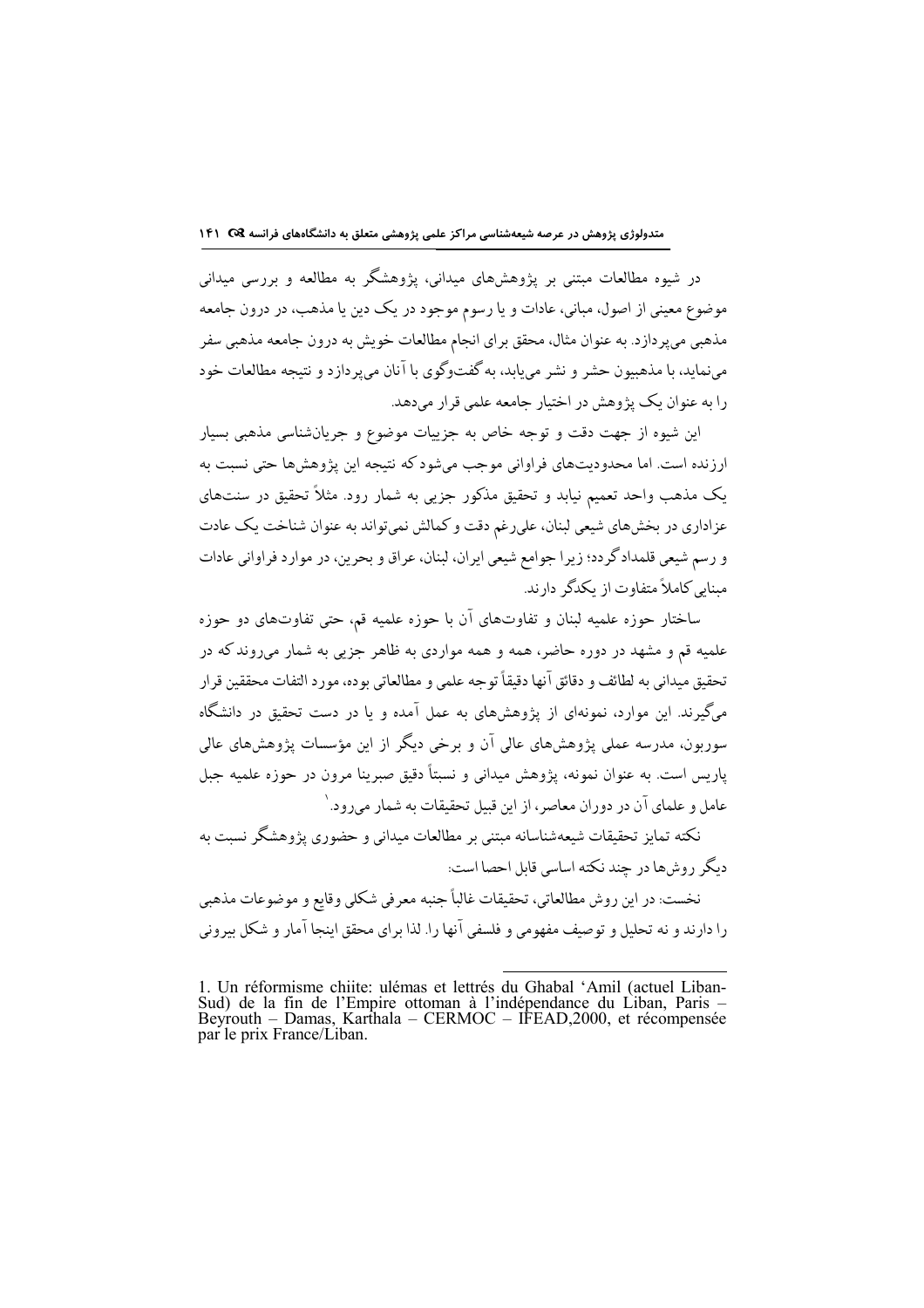در شیوه مطالعات مبتنی بر پژوهش‌های میدانی، پژوهشگر به مطالعه و بررسی میدانی موضوع معینی از اصول، مبانی، عادات و یا رسوم موجود در یک دین یا مذهب، در درون جامعه مذهبی می‌پردازد. به عنوان مثال، محقق برای انجام مطالعات خویش به درون جامعه مذهبی سفر می‌نماید، با مذهبیون حشر و نشر می‌یابد، به گفت‌وگوی با آنان می‌پردازد و نتیجه مطالعات خود را به عنوان یک پژوهش در اختیار جامعه علمی قرار می‌دهد.

این شیوه از جهت دقت و توجه خاص به جزییات موضوع و جریان‌شناسی مذهبی بسیار ارزنده است. اما محدودیت‌های فراوانی موجب می‌شود که نتیجه این پژوهش‌ها حتی نسبت به یک مذهب واحد تعمیم نیابد و تحقیق مذکور جزیی به شمار رود. مثلاً تحقیق در سنت‌های عزاداری در بخش‌های شیعی لبنان، علی‌رغم دقت و کمالش نمی‌تواند به عنوان شناخت یک عادت و رسم شیعی قلمداد گردد؛ زیرا جوامع شیعی ایران، لبنان، عراق و بحرین، در موارد فراوانی عادات مبنایی کاملاً متفاوت از یکدگر دارند.

ساختار حوزه علمیه لبنان و تفاوت‌های آن با حوزه علمیه قم، حتی تفاوت‌های دو حوزه علمیه قم و مشهد در دوره حاضر، همه و همه مواردی به ظاهر جزیی به شمار می‌روند که در تحقیق میدانی به لطائف و دقائق آنها دقیقاً توجه علمی و مطالعاتی بوده، مورد التفات محققین قرار می‌گیرند. این موارد، نمونه‌ای از پژوهش‌های به عمل آمده و یا در دست تحقیق در دانشگاه سوربون، مدرسه عملی پژوهش‌های عالی آن و برخی دیگر از این مؤسسات پژوهش‌های عالی پاریس است. به عنوان نمونه، پژوهش میدانی و نسبتاً دقیق صبرینا مرون در حوزه علمیه جبل عامل و علمای آن در دوران معاصر، از این قبیل تحقیقات به شمار می‌رود.[1]

نکته تمایز تحقیقات شیعه‌شناسانه مبتنی بر مطالعات میدانی و حضوری پژوهشگر نسبت به دیگر روش‌ها در چند نکته اساسی قابل احصا است:

نخست: در این روش مطالعاتی، تحقیقات غالباً جنبه معرفی شکلی وقایع و موضوعات مذهبی را دارند و نه تحلیل و توصیف مفهومی و فلسفی آنها را. لذا برای محقق اینجا آمار و شکل بیرونی

---

1. Un réformisme chiite: ulémas et lettrés du Ghabal 'Amil (actuel Liban-Sud) de la fin de l'Empire ottoman à l'indépendance du Liban, Paris – Beyrouth – Damas, Karthala – CERMOC – IFEAD,2000, et récompensée par le prix France/Liban.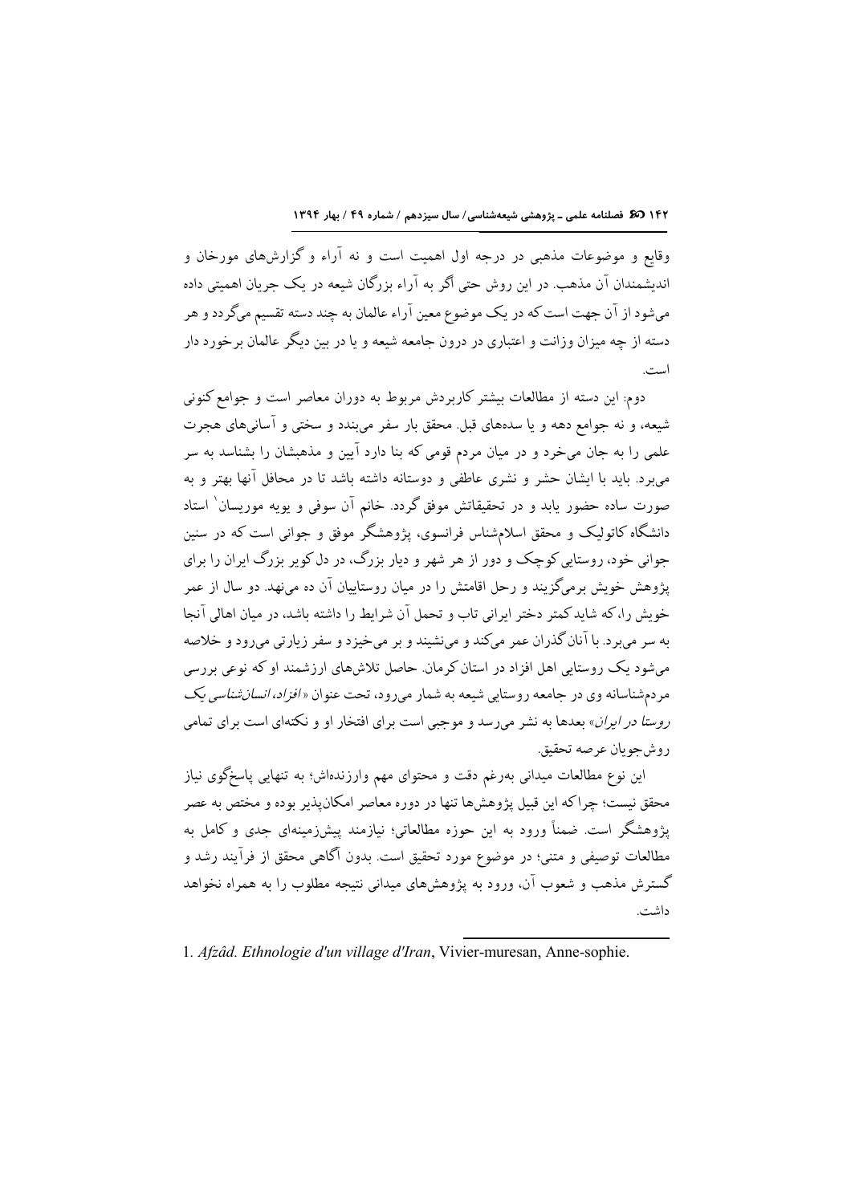وقایع و موضوعات مذهبی در درجه اول اهمیت است و نه آراء و گزارش‌های مورخان و اندیشمندان آن مذهب. در این روش حتی اگر به آراء بزرگان شیعه در یک جریان اهمیتی داده می‌شود از آن جهت است که در یک موضوع معین آراء عالمان به چند دسته تقسیم می‌گردد و هر دسته از چه میزان وزانت و اعتباری در درون جامعه شیعه و یا در بین دیگر عالمان برخورد دار است.

دوم: این دسته از مطالعات بیشتر کاربردش مربوط به دوران معاصر است و جوامع کنونی شیعه، و نه جوامع دهه و یا سده‌های قبل. محقق بار سفر می‌بندد و سختی و آسانی‌های هجرت علمی را به جان می‌خرد و در میان مردم قومی که بنا دارد آیین و مذهبشان را بشناسد به سر می‌برد. باید با ایشان حشر و نشری عاطفی و دوستانه داشته باشد تا در محافل آنها بهتر و به صورت ساده حضور یابد و در تحقیقاتش موفق گردد. خانم آن سوفی و یویه موریسان[1] استاد دانشگاه کاتولیک و محقق اسلام‌شناس فرانسوی، پژوهشگر موفق و جوانی است که در سنین جوانی خود، روستایی کوچک و دور از هر شهر و دیار بزرگ، در دل کویر بزرگ ایران را برای پژوهش خویش برمی‌گزیند و رحل اقامتش را در میان روستاییان آن ده می‌نهد. دو سال از عمر خویش را، که شاید کمتر دختر ایرانی تاب و تحمل آن شرایط را داشته باشد، در میان اهالی آنجا به سر می‌برد. با آنان گذران عمر می‌کند و می‌نشیند و بر می‌خیزد و سفر زیارتی می‌رود و خلاصه می‌شود یک روستایی اهل افزاد در استان کرمان. حاصل تلاش‌های ارزشمند او که نوعی بررسی مردم‌شناسانه وی در جامعه روستایی شیعه به شمار می‌رود، تحت عنوان «*افزاد، انسان‌شناسی یک روستا در ایران*» بعدها به نشر می‌رسد و موجبی است برای افتخار او و نکته‌ای است برای تمامی روش‌جویان عرصه تحقیق.

این نوع مطالعات میدانی به‌رغم دقت و محتوای مهم وارزنده‌اش؛ به تنهایی پاسخ‌گوی نیاز محقق نیست؛ چراکه این قبیل پژوهش‌ها تنها در دوره معاصر امکان‌پذیر بوده و مختص به عصر پژوهشگر است. ضمناً ورود به این حوزه مطالعاتی؛ نیازمند پیش‌زمینه‌ای جدی و کامل به مطالعات توصیفی و متنی؛ در موضوع مورد تحقیق است. بدون آگاهی محقق از فرآیند رشد و گسترش مذهب و شعوب آن، ورود به پژوهش‌های میدانی نتیجه مطلوب را به همراه نخواهد داشت.

---

1. *Afzâd. Ethnologie d'un village d'Iran*, Vivier-muresan, Anne-sophie.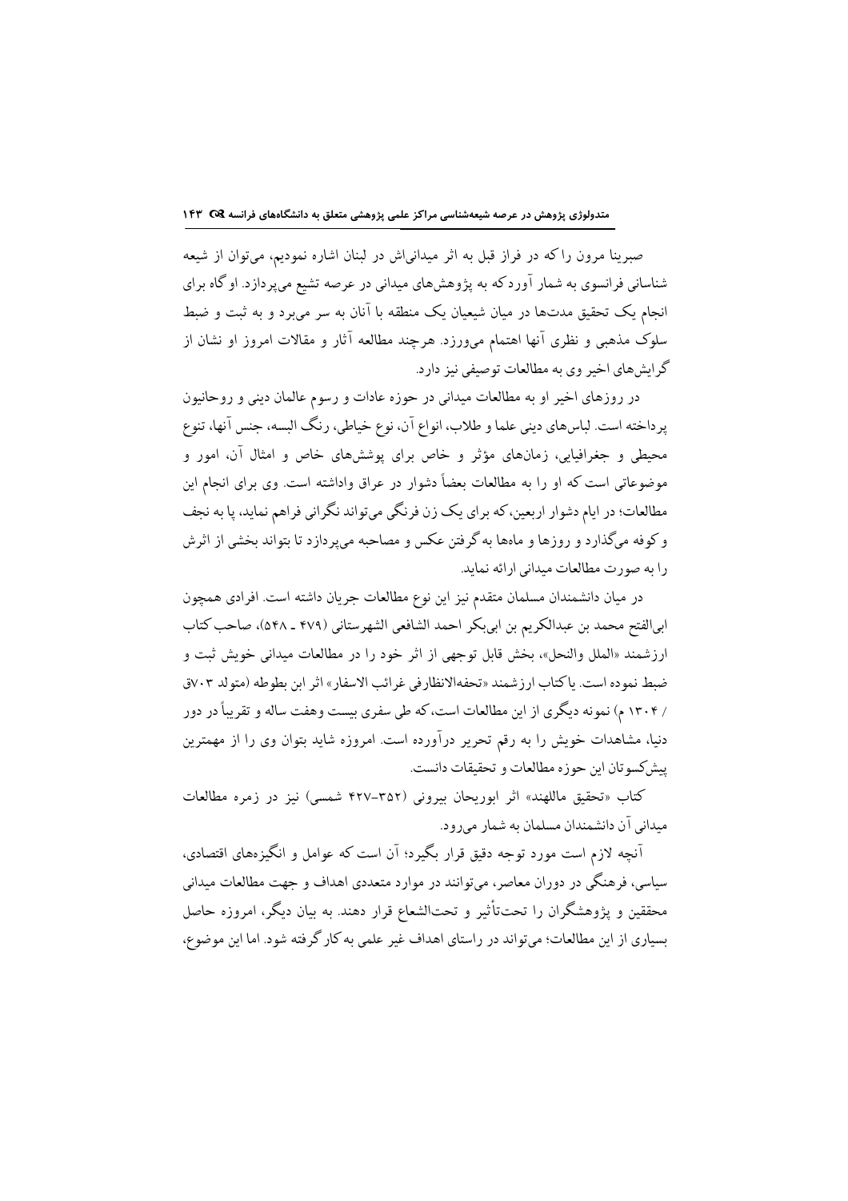صبرینا مرون را که در فراز قبل به اثر میدانی‌اش در لبنان اشاره نمودیم، می‌توان از شیعه شناسانی فرانسوی به شمار آورد که به پژوهش‌های میدانی در عرصه تشیع می‌پردازد. او گاه برای انجام یک تحقیق مدت‌ها در میان شیعیان یک منطقه با آنان به سر می‌برد و به ثبت و ضبط سلوک مذهبی و نظری آنها اهتمام می‌ورزد. هرچند مطالعه آثار و مقالات امروز او نشان از گرایش‌های اخیر وی به مطالعات توصیفی نیز دارد.

در روزهای اخیر او به مطالعات میدانی در حوزه عادات و رسوم عالمان دینی و روحانیون پرداخته است. لباس‌های دینی علما و طلاب، انواع آن، نوع خیاطی، رنگ البسه، جنس آنها، تنوع محیطی و جغرافیایی، زمان‌های مؤثر و خاص برای پوشش‌های خاص و امثال آن، امور و موضوعاتی است که او را به مطالعات بعضاً دشوار در عراق واداشته است. وی برای انجام این مطالعات؛ در ایام دشوار اربعین، که برای یک زن فرنگی می‌تواند نگرانی فراهم نماید، پا به نجف و کوفه می‌گذارد و روزها و ماه‌ها به گرفتن عکس و مصاحبه می‌پردازد تا بتواند بخشی از اثرش را به صورت مطالعات میدانی ارائه نماید.

در میان دانشمندان مسلمان متقدم نیز این نوع مطالعات جریان داشته است. افرادی همچون ابی‌الفتح محمد بن عبدالکریم بن ابی‌بکر احمد الشافعی الشهرستانی (۴۷۹ ـ ۵۴۸)، صاحب کتاب ارزشمند «الملل والنحل»، بخش قابل توجهی از اثر خود را در مطالعات میدانی خویش ثبت و ضبط نموده است. یا کتاب ارزشمند «تحفه‌الانظارفی غرائب الاسفار» اثر ابن بطوطه (متولد ۷۰۳ق / ۱۳۰۴ م) نمونه دیگری از این مطالعات است، که طی سفری بیست وهفت ساله و تقریباً در دور دنیا، مشاهدات خویش را به رقم تحریر درآورده است. امروزه شاید بتوان وی را از مهمترین پیشکسوتان این حوزه مطالعات و تحقیقات دانست.

کتاب «تحقیق ماللهند» اثر ابوریحان بیرونی (۳۵۲–۴۲۷ شمسی) نیز در زمره مطالعات میدانی آن دانشمندان مسلمان به شمار می‌رود.

آنچه لازم است مورد توجه دقیق قرار بگیرد؛ آن است که عوامل و انگیزه‌های اقتصادی، سیاسی، فرهنگی در دوران معاصر، می‌توانند در موارد متعددی اهداف و جهت مطالعات میدانی محققین و پژوهشگران را تحت‌تأثیر و تحت‌الشعاع قرار دهند. به بیان دیگر، امروزه حاصل بسیاری از این مطالعات؛ می‌تواند در راستای اهداف غیر علمی به کار گرفته شود. اما این موضوع،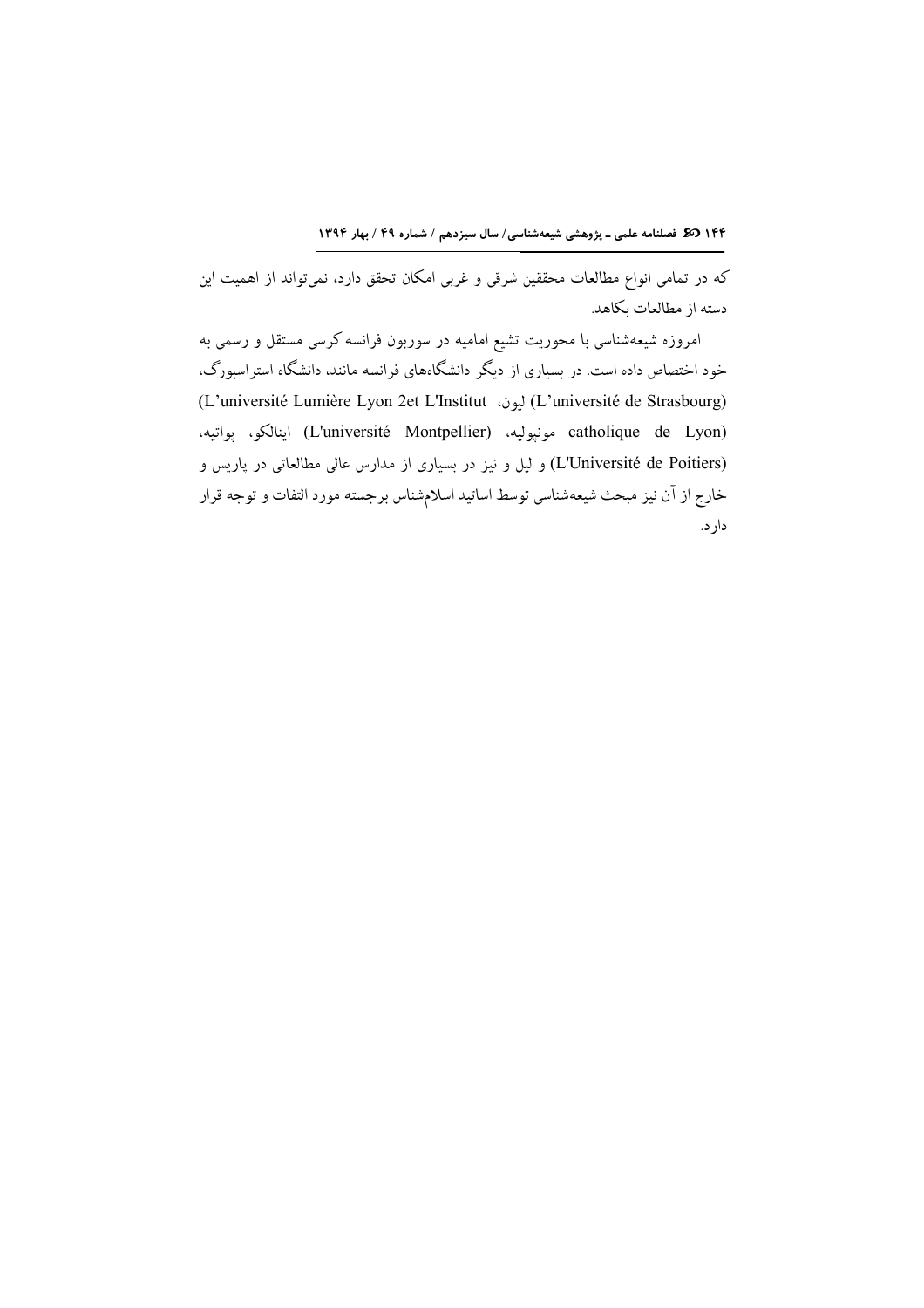که در تمامی انواع مطالعات محققین شرقی و غربی امکان تحقق دارد، نمی‌تواند از اهمیت این دسته از مطالعات بکاهد.

امروزه شیعه‌شناسی با محوریت تشیع امامیه در سوربون فرانسه کرسی مستقل و رسمی به خود اختصاص داده است. در بسیاری از دیگر دانشگاه‌های فرانسه مانند، دانشگاه استراسبورگ، (L'université de Strasbourg) لیون، (L'université Lumière Lyon 2et L'Institut catholique de Lyon) مونپولیه، (L'université Montpellier) اینالکو، پواتیه، (L'Université de Poitiers) و لیل و نیز در بسیاری از مدارس عالی مطالعاتی در پاریس و خارج از آن نیز مبحث شیعه‌شناسی توسط اساتید اسلام‌شناس برجسته مورد التفات و توجه قرار دارد.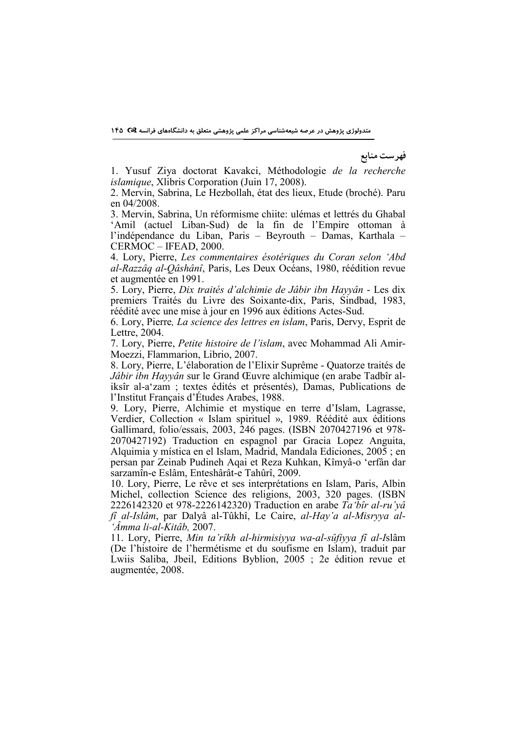## فهرست منابع

1. Yusuf Ziya doctorat Kavakci, Méthodologie *de la recherche islamique*, Xlibris Corporation (Juin 17, 2008).
2. Mervin, Sabrina, Le Hezbollah, état des lieux, Etude (broché). Paru en 04/2008.
3. Mervin, Sabrina, Un réformisme chiite: ulémas et lettrés du Ghabal ‘Amil (actuel Liban-Sud) de la fin de l’Empire ottoman à l’indépendance du Liban, Paris – Beyrouth – Damas, Karthala – CERMOC – IFEAD, 2000.
4. Lory, Pierre, *Les commentaires ésotériques du Coran selon ‘Abd al-Razzâq al-Qâshânî*, Paris, Les Deux Océans, 1980, réédition revue et augmentée en 1991.
5. Lory, Pierre, *Dix traités d’alchimie de Jâbir ibn Hayyân* - Les dix premiers Traités du Livre des Soixante-dix, Paris, Sindbad, 1983, réédité avec une mise à jour en 1996 aux éditions Actes-Sud.
6. Lory, Pierre*, La science des lettres en islam*, Paris, Dervy, Esprit de Lettre, 2004.
7. Lory, Pierre, *Petite histoire de l’islam*, avec Mohammad Ali Amir-Moezzi, Flammarion, Librio, 2007.
8. Lory, Pierre, L’élaboration de l’Elixir Suprême - Quatorze traités de *Jâbir ibn Hayyân* sur le Grand Œuvre alchimique (en arabe Tadbîr al-iksîr al-a‘zam ; textes édités et présentés), Damas, Publications de l’Institut Français d’Études Arabes, 1988.
9. Lory, Pierre, Alchimie et mystique en terre d’Islam, Lagrasse, Verdier, Collection « Islam spirituel », 1989. Réédité aux éditions Gallimard, folio/essais, 2003, 246 pages. (ISBN 2070427196 et 978-2070427192) Traduction en espagnol par Gracia Lopez Anguita, Alquimia y mística en el Islam, Madrid, Mandala Ediciones, 2005 ; en persan par Zeinab Pudineh Aqai et Reza Kuhkan, Kîmyâ-o ‘erfân dar sarzamîn-e Eslâm, Enteshârât-e Tahûrî, 2009.
10. Lory, Pierre, Le rêve et ses interprétations en Islam, Paris, Albin Michel, collection Science des religions, 2003, 320 pages. (ISBN 2226142320 et 978-2226142320) Traduction en arabe *Ta‘bîr al-ru’yâ fî al-Islâm*, par Dalyâ al-Tûkhî, Le Caire, *al-Hay’a al-Misryya al-‘Âmma li-al-Kitâb,* 2007.
11. Lory, Pierre, *Min ta’rîkh al-hirmisiyya wa-al-sûfiyya fî al-I*slâm (De l’histoire de l’hermétisme et du soufisme en Islam), traduit par Lwiis Saliba, Jbeil, Editions Byblion, 2005 ; 2e édition revue et augmentée, 2008.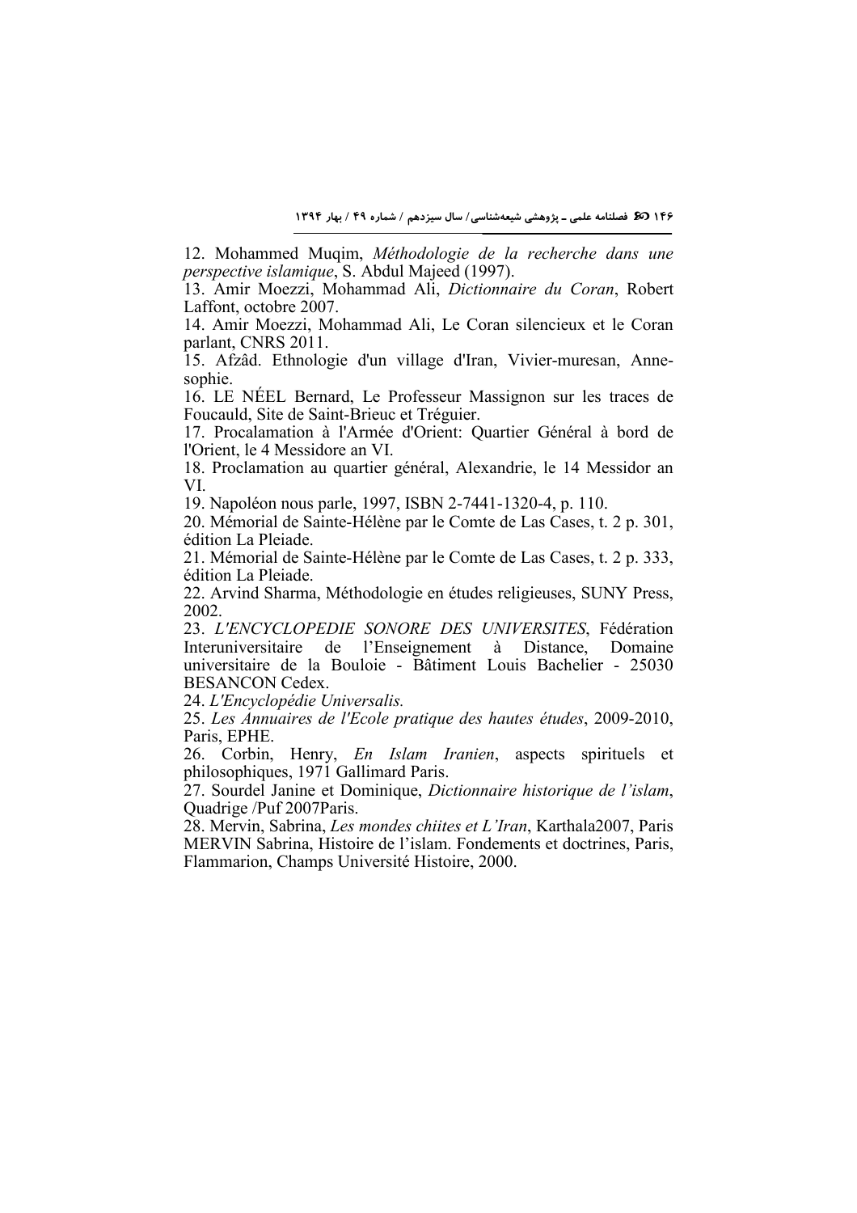12. Mohammed Muqim, *Méthodologie de la recherche dans une perspective islamique*, S. Abdul Majeed (1997).

13. Amir Moezzi, Mohammad Ali, *Dictionnaire du Coran*, Robert Laffont, octobre 2007.

14. Amir Moezzi, Mohammad Ali, Le Coran silencieux et le Coran parlant, CNRS 2011.

15. Afzâd. Ethnologie d'un village d'Iran, Vivier-muresan, Anne-sophie.

16. LE NÉEL Bernard, Le Professeur Massignon sur les traces de Foucauld, Site de Saint-Brieuc et Tréguier.

17. Procalamation à l'Armée d'Orient: Quartier Général à bord de l'Orient, le 4 Messidore an VI.

18. Proclamation au quartier général, Alexandrie, le 14 Messidor an VI.

19. Napoléon nous parle, 1997, ISBN 2-7441-1320-4, p. 110.

20. Mémorial de Sainte-Hélène par le Comte de Las Cases, t. 2 p. 301, édition La Pleiade.

21. Mémorial de Sainte-Hélène par le Comte de Las Cases, t. 2 p. 333, édition La Pleiade.

22. Arvind Sharma, Méthodologie en études religieuses, SUNY Press, 2002.

23. *L'ENCYCLOPEDIE SONORE DES UNIVERSITES*, Fédération Interuniversitaire de l'Enseignement à Distance, Domaine universitaire de la Bouloie - Bâtiment Louis Bachelier - 25030 BESANCON Cedex.

24. *L'Encyclopédie Universalis.*

25. *Les Annuaires de l'Ecole pratique des hautes études*, 2009-2010, Paris, EPHE.

26. Corbin, Henry, *En Islam Iranien*, aspects spirituels et philosophiques, 1971 Gallimard Paris.

27. Sourdel Janine et Dominique, *Dictionnaire historique de l'islam*, Quadrige /Puf 2007Paris.

28. Mervin, Sabrina, *Les mondes chiites et L'Iran*, Karthala2007, Paris MERVIN Sabrina, Histoire de l'islam. Fondements et doctrines, Paris, Flammarion, Champs Université Histoire, 2000.